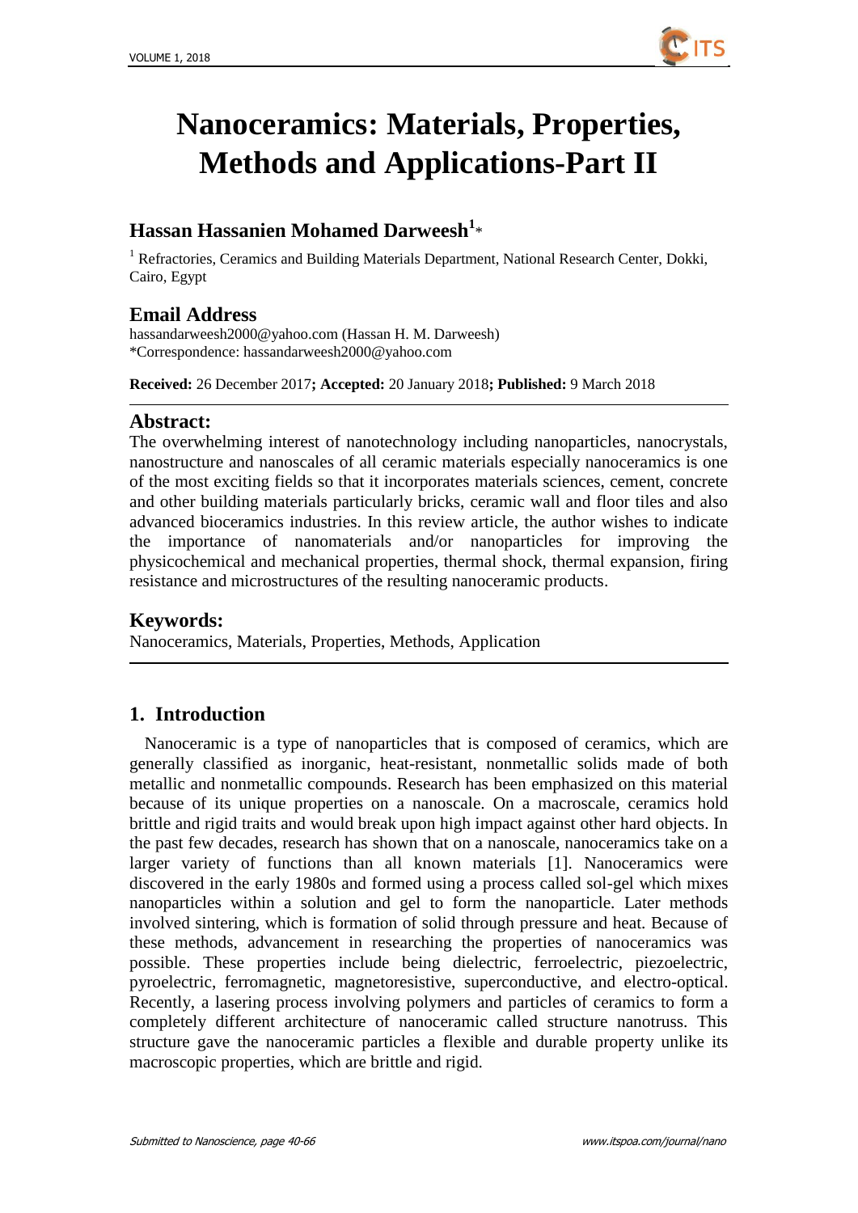# Nanoceramics: Materials, Properties, Methods and Applications-Part II

## Hassan Hassanien Mohamed Darweesh[1]*

[1] Refractories, Ceramics and Building Materials Department, National Research Center, Dokki, Cairo, Egypt

## Email Address

hassandarweesh2000@yahoo.com (Hassan H. M. Darweesh)
*Correspondence: hassandarweesh2000@yahoo.com

**Received:** 26 December 2017**; Accepted:** 20 January 2018**; Published:** 9 March 2018

## Abstract:

The overwhelming interest of nanotechnology including nanoparticles, nanocrystals, nanostructure and nanoscales of all ceramic materials especially nanoceramics is one of the most exciting fields so that it incorporates materials sciences, cement, concrete and other building materials particularly bricks, ceramic wall and floor tiles and also advanced bioceramics industries. In this review article, the author wishes to indicate the importance of nanomaterials and/or nanoparticles for improving the physicochemical and mechanical properties, thermal shock, thermal expansion, firing resistance and microstructures of the resulting nanoceramic products.

## Keywords:

Nanoceramics, Materials, Properties, Methods, Application

## 1. Introduction

Nanoceramic is a type of nanoparticles that is composed of ceramics, which are generally classified as inorganic, heat-resistant, nonmetallic solids made of both metallic and nonmetallic compounds. Research has been emphasized on this material because of its unique properties on a nanoscale. On a macroscale, ceramics hold brittle and rigid traits and would break upon high impact against other hard objects. In the past few decades, research has shown that on a nanoscale, nanoceramics take on a larger variety of functions than all known materials [1]. Nanoceramics were discovered in the early 1980s and formed using a process called sol-gel which mixes nanoparticles within a solution and gel to form the nanoparticle. Later methods involved sintering, which is formation of solid through pressure and heat. Because of these methods, advancement in researching the properties of nanoceramics was possible. These properties include being dielectric, ferroelectric, piezoelectric, pyroelectric, ferromagnetic, magnetoresistive, superconductive, and electro-optical. Recently, a lasering process involving polymers and particles of ceramics to form a completely different architecture of nanoceramic called structure nanotruss. This structure gave the nanoceramic particles a flexible and durable property unlike its macroscopic properties, which are brittle and rigid.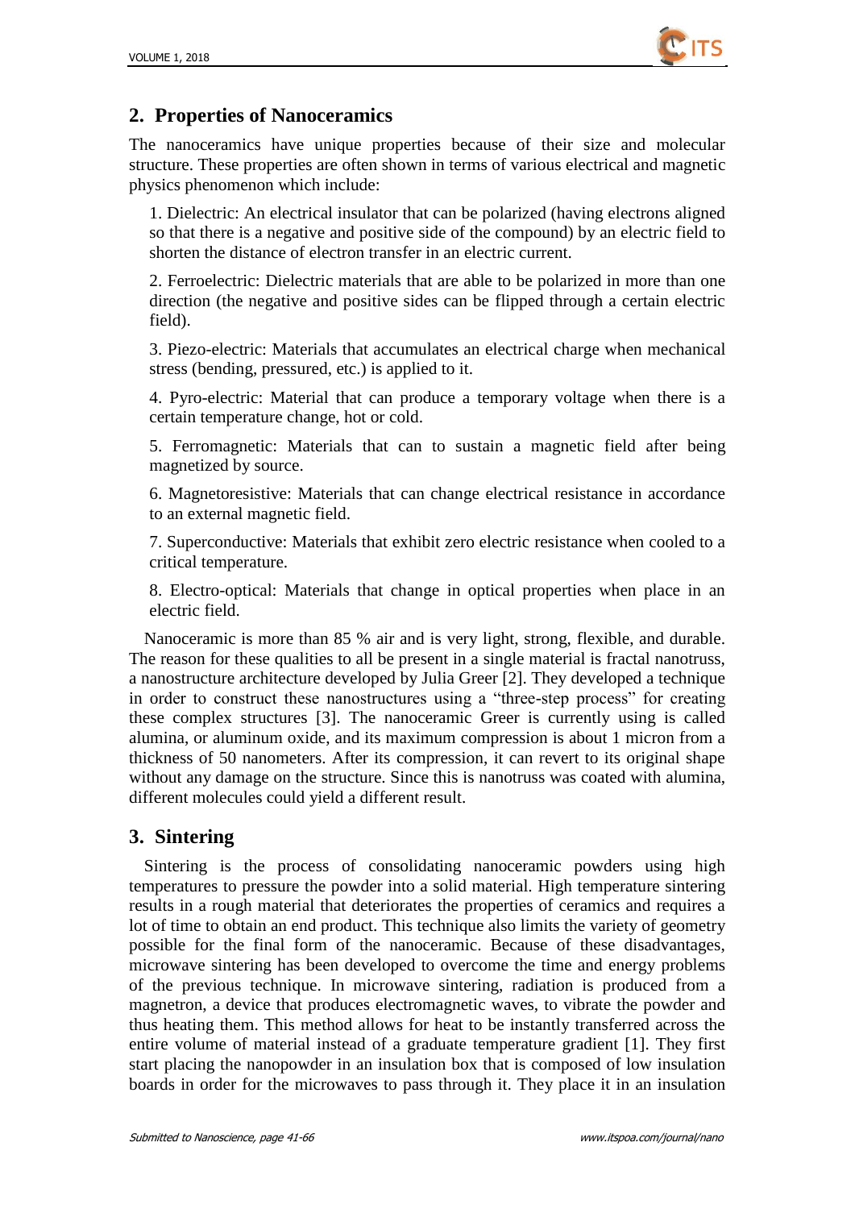## 2. Properties of Nanoceramics

The nanoceramics have unique properties because of their size and molecular structure. These properties are often shown in terms of various electrical and magnetic physics phenomenon which include:

1. Dielectric: An electrical insulator that can be polarized (having electrons aligned so that there is a negative and positive side of the compound) by an electric field to shorten the distance of electron transfer in an electric current.

2. Ferroelectric: Dielectric materials that are able to be polarized in more than one direction (the negative and positive sides can be flipped through a certain electric field).

3. Piezo-electric: Materials that accumulates an electrical charge when mechanical stress (bending, pressured, etc.) is applied to it.

4. Pyro-electric: Material that can produce a temporary voltage when there is a certain temperature change, hot or cold.

5. Ferromagnetic: Materials that can to sustain a magnetic field after being magnetized by source.

6. Magnetoresistive: Materials that can change electrical resistance in accordance to an external magnetic field.

7. Superconductive: Materials that exhibit zero electric resistance when cooled to a critical temperature.

8. Electro-optical: Materials that change in optical properties when place in an electric field.

Nanoceramic is more than 85 % air and is very light, strong, flexible, and durable. The reason for these qualities to all be present in a single material is fractal nanotruss, a nanostructure architecture developed by Julia Greer [2]. They developed a technique in order to construct these nanostructures using a "three-step process" for creating these complex structures [3]. The nanoceramic Greer is currently using is called alumina, or aluminum oxide, and its maximum compression is about 1 micron from a thickness of 50 nanometers. After its compression, it can revert to its original shape without any damage on the structure. Since this is nanotruss was coated with alumina, different molecules could yield a different result.

## 3. Sintering

Sintering is the process of consolidating nanoceramic powders using high temperatures to pressure the powder into a solid material. High temperature sintering results in a rough material that deteriorates the properties of ceramics and requires a lot of time to obtain an end product. This technique also limits the variety of geometry possible for the final form of the nanoceramic. Because of these disadvantages, microwave sintering has been developed to overcome the time and energy problems of the previous technique. In microwave sintering, radiation is produced from a magnetron, a device that produces electromagnetic waves, to vibrate the powder and thus heating them. This method allows for heat to be instantly transferred across the entire volume of material instead of a graduate temperature gradient [1]. They first start placing the nanopowder in an insulation box that is composed of low insulation boards in order for the microwaves to pass through it. They place it in an insulation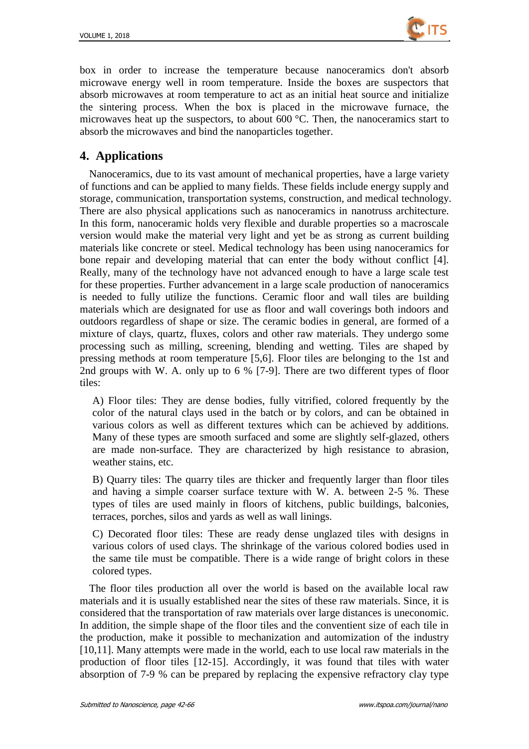box in order to increase the temperature because nanoceramics don't absorb microwave energy well in room temperature. Inside the boxes are suspectors that absorb microwaves at room temperature to act as an initial heat source and initialize the sintering process. When the box is placed in the microwave furnace, the microwaves heat up the suspectors, to about 600 °C. Then, the nanoceramics start to absorb the microwaves and bind the nanoparticles together.

## 4. Applications

Nanoceramics, due to its vast amount of mechanical properties, have a large variety of functions and can be applied to many fields. These fields include energy supply and storage, communication, transportation systems, construction, and medical technology. There are also physical applications such as nanoceramics in nanotruss architecture. In this form, nanoceramic holds very flexible and durable properties so a macroscale version would make the material very light and yet be as strong as current building materials like concrete or steel. Medical technology has been using nanoceramics for bone repair and developing material that can enter the body without conflict [4]. Really, many of the technology have not advanced enough to have a large scale test for these properties. Further advancement in a large scale production of nanoceramics is needed to fully utilize the functions. Ceramic floor and wall tiles are building materials which are designated for use as floor and wall coverings both indoors and outdoors regardless of shape or size. The ceramic bodies in general, are formed of a mixture of clays, quartz, fluxes, colors and other raw materials. They undergo some processing such as milling, screening, blending and wetting. Tiles are shaped by pressing methods at room temperature [5,6]. Floor tiles are belonging to the 1st and 2nd groups with W. A. only up to 6 % [7-9]. There are two different types of floor tiles:

A) Floor tiles: They are dense bodies, fully vitrified, colored frequently by the color of the natural clays used in the batch or by colors, and can be obtained in various colors as well as different textures which can be achieved by additions. Many of these types are smooth surfaced and some are slightly self-glazed, others are made non-surface. They are characterized by high resistance to abrasion, weather stains, etc.

B) Quarry tiles: The quarry tiles are thicker and frequently larger than floor tiles and having a simple coarser surface texture with W. A. between 2-5 %. These types of tiles are used mainly in floors of kitchens, public buildings, balconies, terraces, porches, silos and yards as well as wall linings.

C) Decorated floor tiles: These are ready dense unglazed tiles with designs in various colors of used clays. The shrinkage of the various colored bodies used in the same tile must be compatible. There is a wide range of bright colors in these colored types.

The floor tiles production all over the world is based on the available local raw materials and it is usually established near the sites of these raw materials. Since, it is considered that the transportation of raw materials over large distances is uneconomic. In addition, the simple shape of the floor tiles and the conventient size of each tile in the production, make it possible to mechanization and automization of the industry [10,11]. Many attempts were made in the world, each to use local raw materials in the production of floor tiles [12-15]. Accordingly, it was found that tiles with water absorption of 7-9 % can be prepared by replacing the expensive refractory clay type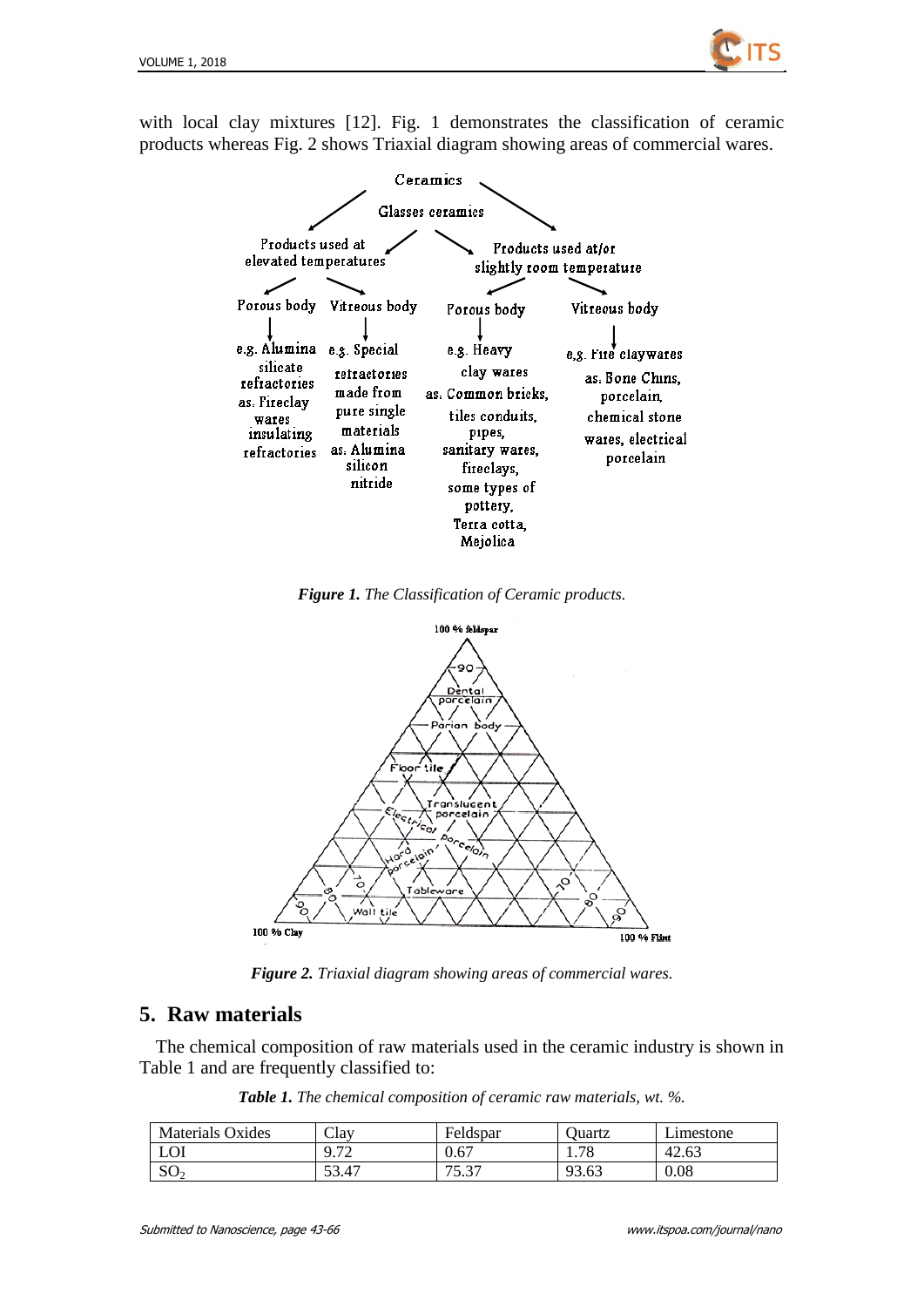with local clay mixtures [12]. Fig. 1 demonstrates the classification of ceramic products whereas Fig. 2 shows Triaxial diagram showing areas of commercial wares.

***Figure 1.*** *The Classification of Ceramic products.*

***Figure 2.*** *Triaxial diagram showing areas of commercial wares.*

## 5. Raw materials

The chemical composition of raw materials used in the ceramic industry is shown in Table 1 and are frequently classified to:

***Table 1.*** *The chemical composition of ceramic raw materials, wt. %.*

| Materials Oxides | Clay | Feldspar | Quartz | Limestone |
|---|---|---|---|---|
| LOI | 9.72 | 0.67 | 1.78 | 42.63 |
| $SO_2$ | 53.47 | 75.37 | 93.63 | 0.08 |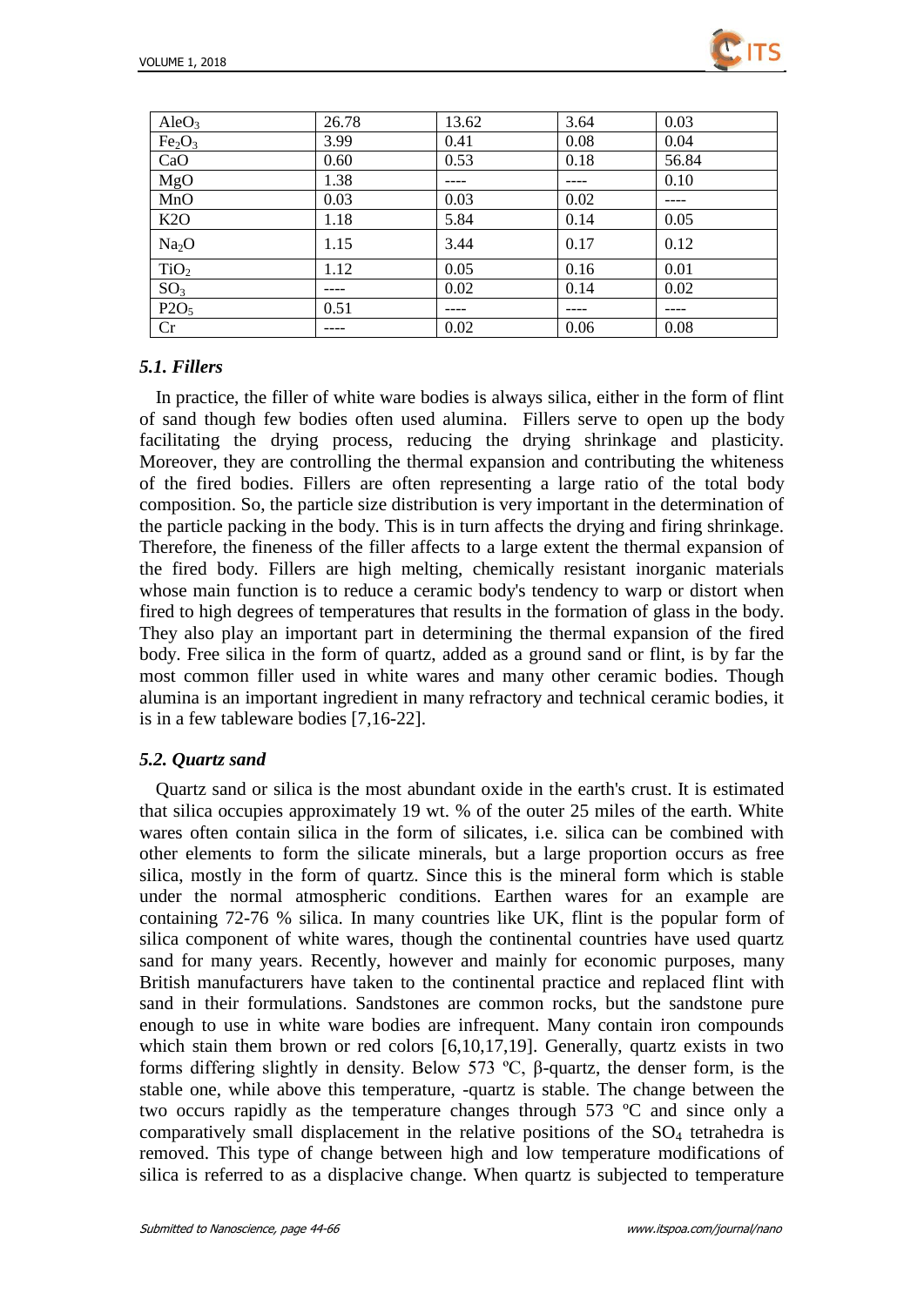| $AleO_3$ | 26.78 | 13.62 | 3.64 | 0.03 |
|---|---|---|---|---|
| $Fe_2O_3$ | 3.99 | 0.41 | 0.08 | 0.04 |
| CaO | 0.60 | 0.53 | 0.18 | 56.84 |
| MgO | 1.38 | ---- | ---- | 0.10 |
| MnO | 0.03 | 0.03 | 0.02 | ---- |
| K2O | 1.18 | 5.84 | 0.14 | 0.05 |
| $Na_2O$ | 1.15 | 3.44 | 0.17 | 0.12 |
| $TiO_2$ | 1.12 | 0.05 | 0.16 | 0.01 |
| $SO_3$ | ---- | 0.02 | 0.14 | 0.02 |
| $P2O_5$ | 0.51 | ---- | ---- | ---- |
| Cr | ---- | 0.02 | 0.06 | 0.08 |

### *5.1. Fillers*

In practice, the filler of white ware bodies is always silica, either in the form of flint of sand though few bodies often used alumina. Fillers serve to open up the body facilitating the drying process, reducing the drying shrinkage and plasticity. Moreover, they are controlling the thermal expansion and contributing the whiteness of the fired bodies. Fillers are often representing a large ratio of the total body composition. So, the particle size distribution is very important in the determination of the particle packing in the body. This is in turn affects the drying and firing shrinkage. Therefore, the fineness of the filler affects to a large extent the thermal expansion of the fired body. Fillers are high melting, chemically resistant inorganic materials whose main function is to reduce a ceramic body's tendency to warp or distort when fired to high degrees of temperatures that results in the formation of glass in the body. They also play an important part in determining the thermal expansion of the fired body. Free silica in the form of quartz, added as a ground sand or flint, is by far the most common filler used in white wares and many other ceramic bodies. Though alumina is an important ingredient in many refractory and technical ceramic bodies, it is in a few tableware bodies [7,16-22].

### *5.2. Quartz sand*

Quartz sand or silica is the most abundant oxide in the earth's crust. It is estimated that silica occupies approximately 19 wt. % of the outer 25 miles of the earth. White wares often contain silica in the form of silicates, i.e. silica can be combined with other elements to form the silicate minerals, but a large proportion occurs as free silica, mostly in the form of quartz. Since this is the mineral form which is stable under the normal atmospheric conditions. Earthen wares for an example are containing 72-76 % silica. In many countries like UK, flint is the popular form of silica component of white wares, though the continental countries have used quartz sand for many years. Recently, however and mainly for economic purposes, many British manufacturers have taken to the continental practice and replaced flint with sand in their formulations. Sandstones are common rocks, but the sandstone pure enough to use in white ware bodies are infrequent. Many contain iron compounds which stain them brown or red colors [6,10,17,19]. Generally, quartz exists in two forms differing slightly in density. Below 573 ºC, β-quartz, the denser form, is the stable one, while above this temperature, -quartz is stable. The change between the two occurs rapidly as the temperature changes through 573 ºC and since only a comparatively small displacement in the relative positions of the $SO_4$ tetrahedra is removed. This type of change between high and low temperature modifications of silica is referred to as a displacive change. When quartz is subjected to temperature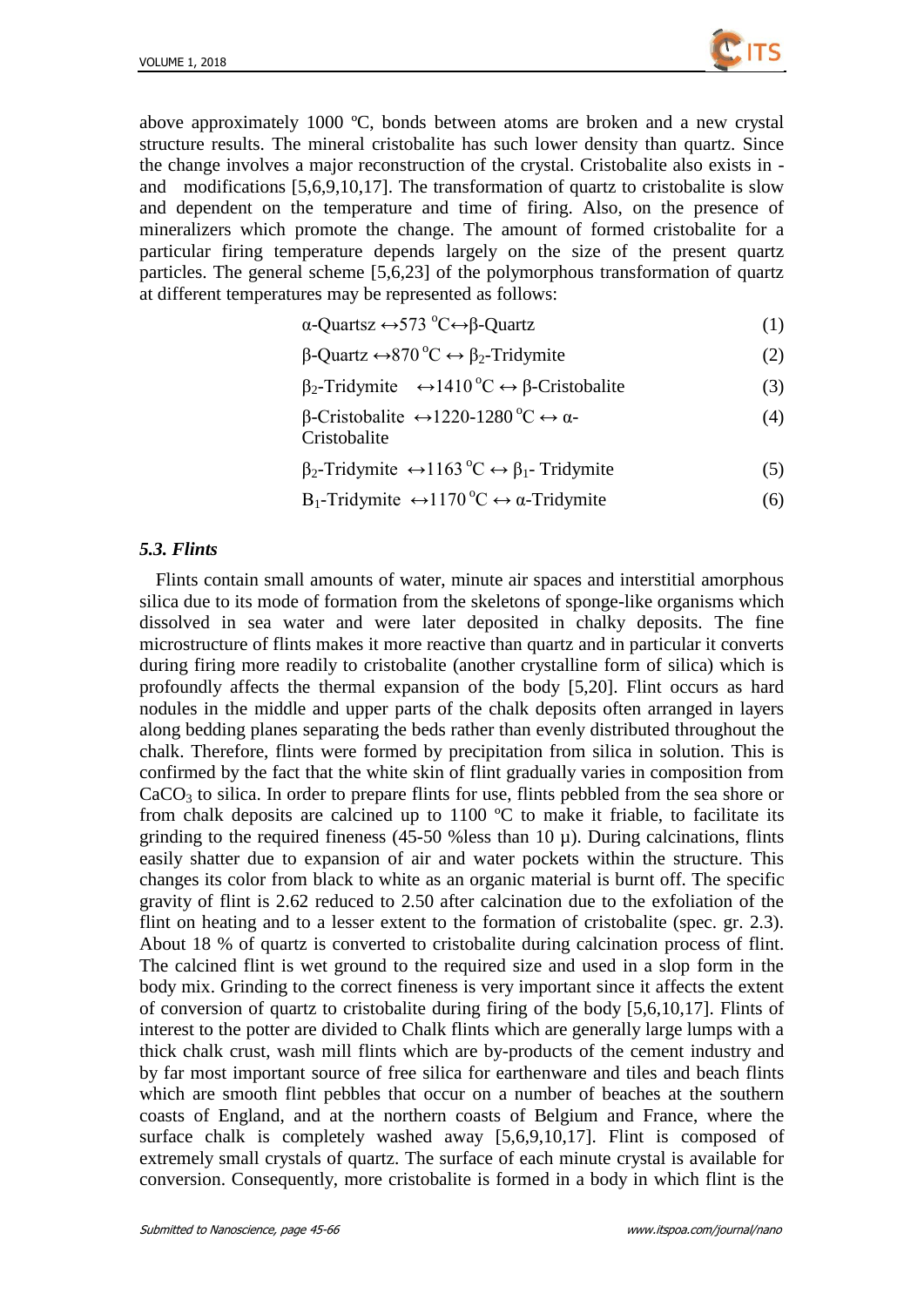above approximately 1000 ºC, bonds between atoms are broken and a new crystal structure results. The mineral cristobalite has such lower density than quartz. Since the change involves a major reconstruction of the crystal. Cristobalite also exists in - and modifications [5,6,9,10,17]. The transformation of quartz to cristobalite is slow and dependent on the temperature and time of firing. Also, on the presence of mineralizers which promote the change. The amount of formed cristobalite for a particular firing temperature depends largely on the size of the present quartz particles. The general scheme [5,6,23] of the polymorphous transformation of quartz at different temperatures may be represented as follows:

$$\alpha\text{-Quartsz} \leftrightarrow 573\,^{o}\text{C} \leftrightarrow \beta\text{-Quartz} \quad (1)$$

$$\beta\text{-Quartz} \leftrightarrow 870\,^{o}\text{C} \leftrightarrow \beta_2\text{-Tridymite} \quad (2)$$

$$\beta_2\text{-Tridymite} \leftrightarrow 1410\,^{o}\text{C} \leftrightarrow \beta\text{-Cristobalite} \quad (3)$$

$$\beta\text{-Cristobalite} \leftrightarrow 1220\text{-}1280\,^{o}\text{C} \leftrightarrow \alpha\text{-Cristobalite} \quad (4)$$

$$\beta_2\text{-Tridymite} \leftrightarrow 1163\,^{o}\text{C} \leftrightarrow \beta_1\text{- Tridymite} \quad (5)$$

$$B_1\text{-Tridymite} \leftrightarrow 1170\,^{o}\text{C} \leftrightarrow \alpha\text{-Tridymite} \quad (6)$$

### *5.3. Flints*

Flints contain small amounts of water, minute air spaces and interstitial amorphous silica due to its mode of formation from the skeletons of sponge-like organisms which dissolved in sea water and were later deposited in chalky deposits. The fine microstructure of flints makes it more reactive than quartz and in particular it converts during firing more readily to cristobalite (another crystalline form of silica) which is profoundly affects the thermal expansion of the body [5,20]. Flint occurs as hard nodules in the middle and upper parts of the chalk deposits often arranged in layers along bedding planes separating the beds rather than evenly distributed throughout the chalk. Therefore, flints were formed by precipitation from silica in solution. This is confirmed by the fact that the white skin of flint gradually varies in composition from $CaCO_3$ to silica. In order to prepare flints for use, flints pebbled from the sea shore or from chalk deposits are calcined up to 1100 ºC to make it friable, to facilitate its grinding to the required fineness (45-50 %less than 10 µ). During calcinations, flints easily shatter due to expansion of air and water pockets within the structure. This changes its color from black to white as an organic material is burnt off. The specific gravity of flint is 2.62 reduced to 2.50 after calcination due to the exfoliation of the flint on heating and to a lesser extent to the formation of cristobalite (spec. gr. 2.3). About 18 % of quartz is converted to cristobalite during calcination process of flint. The calcined flint is wet ground to the required size and used in a slop form in the body mix. Grinding to the correct fineness is very important since it affects the extent of conversion of quartz to cristobalite during firing of the body [5,6,10,17]. Flints of interest to the potter are divided to Chalk flints which are generally large lumps with a thick chalk crust, wash mill flints which are by-products of the cement industry and by far most important source of free silica for earthenware and tiles and beach flints which are smooth flint pebbles that occur on a number of beaches at the southern coasts of England, and at the northern coasts of Belgium and France, where the surface chalk is completely washed away [5,6,9,10,17]. Flint is composed of extremely small crystals of quartz. The surface of each minute crystal is available for conversion. Consequently, more cristobalite is formed in a body in which flint is the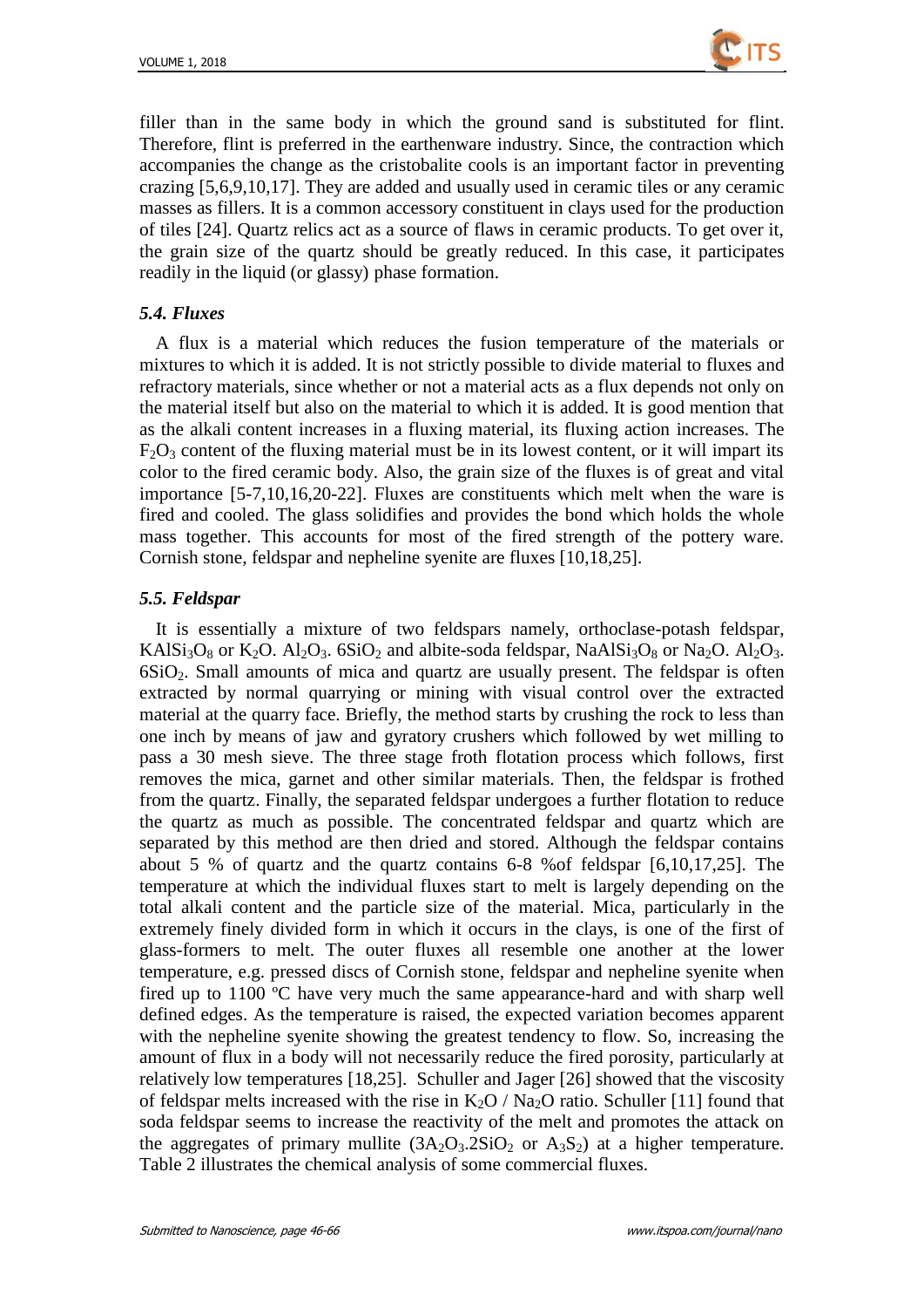filler than in the same body in which the ground sand is substituted for flint. Therefore, flint is preferred in the earthenware industry. Since, the contraction which accompanies the change as the cristobalite cools is an important factor in preventing crazing [5,6,9,10,17]. They are added and usually used in ceramic tiles or any ceramic masses as fillers. It is a common accessory constituent in clays used for the production of tiles [24]. Quartz relics act as a source of flaws in ceramic products. To get over it, the grain size of the quartz should be greatly reduced. In this case, it participates readily in the liquid (or glassy) phase formation.

### *5.4. Fluxes*

A flux is a material which reduces the fusion temperature of the materials or mixtures to which it is added. It is not strictly possible to divide material to fluxes and refractory materials, since whether or not a material acts as a flux depends not only on the material itself but also on the material to which it is added. It is good mention that as the alkali content increases in a fluxing material, its fluxing action increases. The $F_2O_3$ content of the fluxing material must be in its lowest content, or it will impart its color to the fired ceramic body. Also, the grain size of the fluxes is of great and vital importance [5-7,10,16,20-22]. Fluxes are constituents which melt when the ware is fired and cooled. The glass solidifies and provides the bond which holds the whole mass together. This accounts for most of the fired strength of the pottery ware. Cornish stone, feldspar and nepheline syenite are fluxes [10,18,25].

### *5.5. Feldspar*

It is essentially a mixture of two feldspars namely, orthoclase-potash feldspar, $KAlSi_3O_8$ or $K_2O$. $Al_2O_3$. $6SiO_2$ and albite-soda feldspar, $NaAlSi_3O_8$ or $Na_2O$. $Al_2O_3$. $6SiO_2$. Small amounts of mica and quartz are usually present. The feldspar is often extracted by normal quarrying or mining with visual control over the extracted material at the quarry face. Briefly, the method starts by crushing the rock to less than one inch by means of jaw and gyratory crushers which followed by wet milling to pass a 30 mesh sieve. The three stage froth flotation process which follows, first removes the mica, garnet and other similar materials. Then, the feldspar is frothed from the quartz. Finally, the separated feldspar undergoes a further flotation to reduce the quartz as much as possible. The concentrated feldspar and quartz which are separated by this method are then dried and stored. Although the feldspar contains about 5 % of quartz and the quartz contains 6-8 %of feldspar [6,10,17,25]. The temperature at which the individual fluxes start to melt is largely depending on the total alkali content and the particle size of the material. Mica, particularly in the extremely finely divided form in which it occurs in the clays, is one of the first of glass-formers to melt. The outer fluxes all resemble one another at the lower temperature, e.g. pressed discs of Cornish stone, feldspar and nepheline syenite when fired up to 1100 ºC have very much the same appearance-hard and with sharp well defined edges. As the temperature is raised, the expected variation becomes apparent with the nepheline syenite showing the greatest tendency to flow. So, increasing the amount of flux in a body will not necessarily reduce the fired porosity, particularly at relatively low temperatures [18,25]. Schuller and Jager [26] showed that the viscosity of feldspar melts increased with the rise in $K_2O$ / $Na_2O$ ratio. Schuller [11] found that soda feldspar seems to increase the reactivity of the melt and promotes the attack on the aggregates of primary mullite ($3A_2O_3.2SiO_2$ or $A_3S_2$) at a higher temperature. Table 2 illustrates the chemical analysis of some commercial fluxes.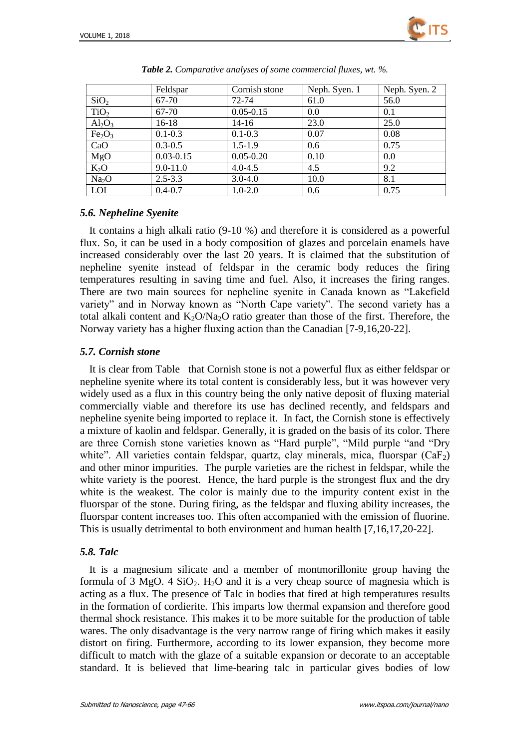*Table 2. Comparative analyses of some commercial fluxes, wt. %.*

| | Feldspar | Cornish stone | Neph. Syen. 1 | Neph. Syen. 2 |
|---|---|---|---|---|
| $SiO_2$ | 67-70 | 72-74 | 61.0 | 56.0 |
| $TiO_2$ | 67-70 | 0.05-0.15 | 0.0 | 0.1 |
| $Al_2O_3$ | 16-18 | 14-16 | 23.0 | 25.0 |
| $Fe_2O_3$ | 0.1-0.3 | 0.1-0.3 | 0.07 | 0.08 |
| CaO | 0.3-0.5 | 1.5-1.9 | 0.6 | 0.75 |
| MgO | 0.03-0.15 | 0.05-0.20 | 0.10 | 0.0 |
| $K_2O$ | 9.0-11.0 | 4.0-4.5 | 4.5 | 9.2 |
| $Na_2O$ | 2.5-3.3 | 3.0-4.0 | 10.0 | 8.1 |
| LOI | 0.4-0.7 | 1.0-2.0 | 0.6 | 0.75 |

### *5.6. Nepheline Syenite*

It contains a high alkali ratio (9-10 %) and therefore it is considered as a powerful flux. So, it can be used in a body composition of glazes and porcelain enamels have increased considerably over the last 20 years. It is claimed that the substitution of nepheline syenite instead of feldspar in the ceramic body reduces the firing temperatures resulting in saving time and fuel. Also, it increases the firing ranges. There are two main sources for nepheline syenite in Canada known as "Lakefield variety" and in Norway known as "North Cape variety". The second variety has a total alkali content and $K_2O/Na_2O$ ratio greater than those of the first. Therefore, the Norway variety has a higher fluxing action than the Canadian [7-9,16,20-22].

### *5.7. Cornish stone*

It is clear from Table  that Cornish stone is not a powerful flux as either feldspar or nepheline syenite where its total content is considerably less, but it was however very widely used as a flux in this country being the only native deposit of fluxing material commercially viable and therefore its use has declined recently, and feldspars and nepheline syenite being imported to replace it. In fact, the Cornish stone is effectively a mixture of kaolin and feldspar. Generally, it is graded on the basis of its color. There are three Cornish stone varieties known as "Hard purple", "Mild purple "and "Dry white". All varieties contain feldspar, quartz, clay minerals, mica, fluorspar ($CaF_2$) and other minor impurities. The purple varieties are the richest in feldspar, while the white variety is the poorest. Hence, the hard purple is the strongest flux and the dry white is the weakest. The color is mainly due to the impurity content exist in the fluorspar of the stone. During firing, as the feldspar and fluxing ability increases, the fluorspar content increases too. This often accompanied with the emission of fluorine. This is usually detrimental to both environment and human health [7,16,17,20-22].

### *5.8. Talc*

It is a magnesium silicate and a member of montmorillonite group having the formula of 3 MgO. 4 $SiO_2$. $H_2O$ and it is a very cheap source of magnesia which is acting as a flux. The presence of Talc in bodies that fired at high temperatures results in the formation of cordierite. This imparts low thermal expansion and therefore good thermal shock resistance. This makes it to be more suitable for the production of table wares. The only disadvantage is the very narrow range of firing which makes it easily distort on firing. Furthermore, according to its lower expansion, they become more difficult to match with the glaze of a suitable expansion or decorate to an acceptable standard. It is believed that lime-bearing talc in particular gives bodies of low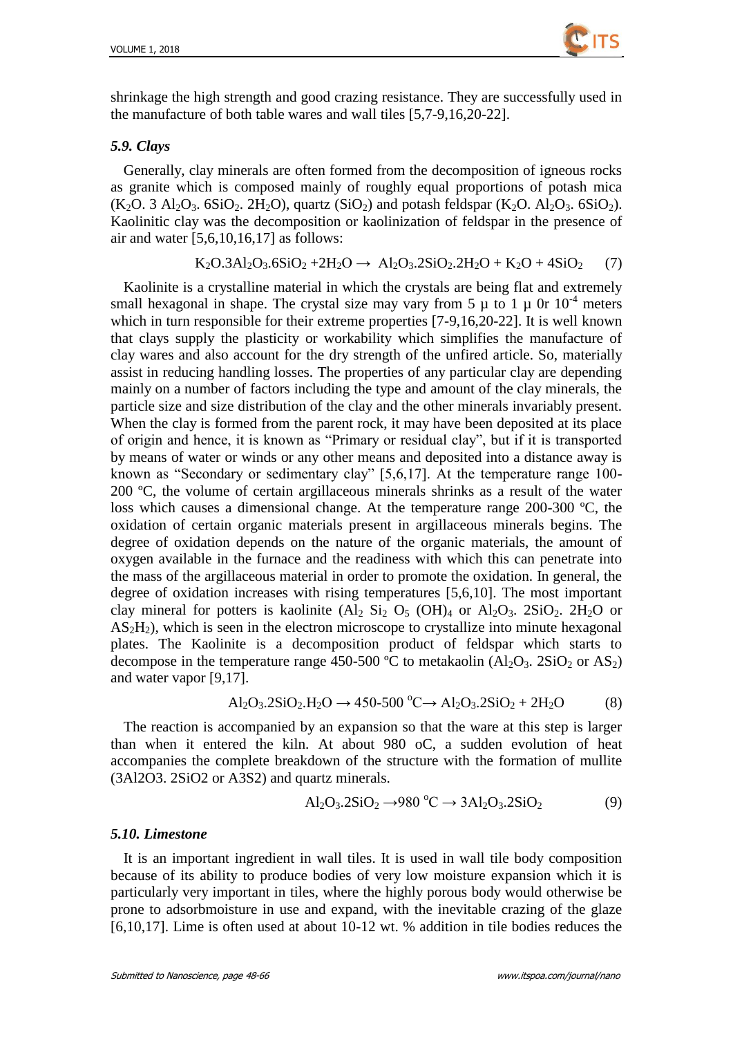shrinkage the high strength and good crazing resistance. They are successfully used in the manufacture of both table wares and wall tiles [5,7-9,16,20-22].

### *5.9. Clays*

Generally, clay minerals are often formed from the decomposition of igneous rocks as granite which is composed mainly of roughly equal proportions of potash mica ($K_2O$. 3 $Al_2O_3$. 6$SiO_2$. 2$H_2O$), quartz ($SiO_2$) and potash feldspar ($K_2O$. $Al_2O_3$. 6$SiO_2$). Kaolinitic clay was the decomposition or kaolinization of feldspar in the presence of air and water [5,6,10,16,17] as follows:

$$K_2O.3Al_2O_3.6SiO_2 + 2H_2O \rightarrow Al_2O_3.2SiO_2.2H_2O + K_2O + 4SiO_2 \quad (7)$$

Kaolinite is a crystalline material in which the crystals are being flat and extremely small hexagonal in shape. The crystal size may vary from 5 µ to 1 µ 0r $10^{-4}$ meters which in turn responsible for their extreme properties [7-9,16,20-22]. It is well known that clays supply the plasticity or workability which simplifies the manufacture of clay wares and also account for the dry strength of the unfired article. So, materially assist in reducing handling losses. The properties of any particular clay are depending mainly on a number of factors including the type and amount of the clay minerals, the particle size and size distribution of the clay and the other minerals invariably present. When the clay is formed from the parent rock, it may have been deposited at its place of origin and hence, it is known as "Primary or residual clay", but if it is transported by means of water or winds or any other means and deposited into a distance away is known as "Secondary or sedimentary clay" [5,6,17]. At the temperature range 100-200 ºC, the volume of certain argillaceous minerals shrinks as a result of the water loss which causes a dimensional change. At the temperature range 200-300 ºC, the oxidation of certain organic materials present in argillaceous minerals begins. The degree of oxidation depends on the nature of the organic materials, the amount of oxygen available in the furnace and the readiness with which this can penetrate into the mass of the argillaceous material in order to promote the oxidation. In general, the degree of oxidation increases with rising temperatures [5,6,10]. The most important clay mineral for potters is kaolinite ($Al_2$ $Si_2$ $O_5$ $(OH)_4$ or $Al_2O_3$. 2$SiO_2$. 2$H_2O$ or $AS_2H_2$), which is seen in the electron microscope to crystallize into minute hexagonal plates. The Kaolinite is a decomposition product of feldspar which starts to decompose in the temperature range 450-500 ºC to metakaolin ($Al_2O_3$. 2$SiO_2$ or $AS_2$) and water vapor [9,17].

$$Al_2O_3.2SiO_2.H_2O \rightarrow 450\text{-}500\ ^oC \rightarrow Al_2O_3.2SiO_2 + 2H_2O \quad (8)$$

The reaction is accompanied by an expansion so that the ware at this step is larger than when it entered the kiln. At about 980 oC, a sudden evolution of heat accompanies the complete breakdown of the structure with the formation of mullite (3Al2O3. 2SiO2 or A3S2) and quartz minerals.

$$Al_2O_3.2SiO_2 \rightarrow 980\ ^oC \rightarrow 3Al_2O_3.2SiO_2 \quad (9)$$

### *5.10. Limestone*

It is an important ingredient in wall tiles. It is used in wall tile body composition because of its ability to produce bodies of very low moisture expansion which it is particularly very important in tiles, where the highly porous body would otherwise be prone to adsorbmoisture in use and expand, with the inevitable crazing of the glaze [6,10,17]. Lime is often used at about 10-12 wt. % addition in tile bodies reduces the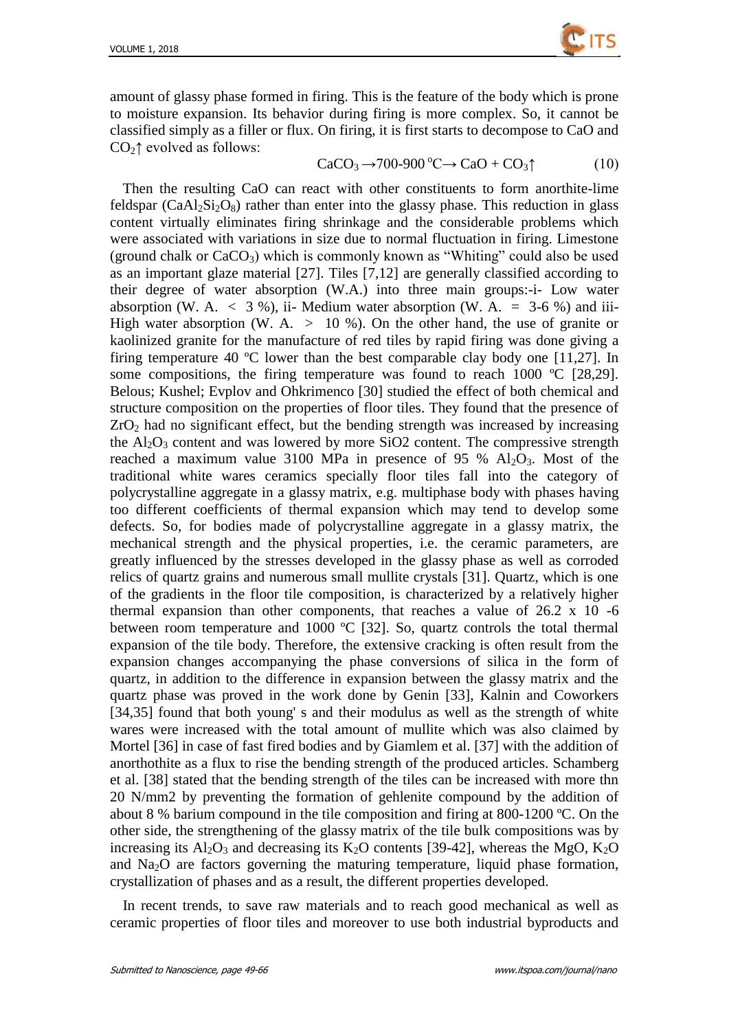amount of glassy phase formed in firing. This is the feature of the body which is prone to moisture expansion. Its behavior during firing is more complex. So, it cannot be classified simply as a filler or flux. On firing, it is first starts to decompose to CaO and $CO_2$↑ evolved as follows:

$$CaCO_3 \rightarrow 700\text{-}900\,^{o}C \rightarrow CaO + CO_3\uparrow \quad (10)$$

Then the resulting CaO can react with other constituents to form anorthite-lime feldspar ($CaAl_2Si_2O_8$) rather than enter into the glassy phase. This reduction in glass content virtually eliminates firing shrinkage and the considerable problems which were associated with variations in size due to normal fluctuation in firing. Limestone (ground chalk or $CaCO_3$) which is commonly known as "Whiting" could also be used as an important glaze material [27]. Tiles [7,12] are generally classified according to their degree of water absorption (W.A.) into three main groups:-i- Low water absorption (W. A. $<$ 3 %), ii- Medium water absorption (W. A. $=$ 3-6 %) and iii- High water absorption (W. A. $>$ 10 %). On the other hand, the use of granite or kaolinized granite for the manufacture of red tiles by rapid firing was done giving a firing temperature 40 ºC lower than the best comparable clay body one [11,27]. In some compositions, the firing temperature was found to reach 1000 ºC [28,29]. Belous; Kushel; Evplov and Ohkrimenco [30] studied the effect of both chemical and structure composition on the properties of floor tiles. They found that the presence of $ZrO_2$ had no significant effect, but the bending strength was increased by increasing the $Al_2O_3$ content and was lowered by more SiO2 content. The compressive strength reached a maximum value 3100 MPa in presence of 95 % $Al_2O_3$. Most of the traditional white wares ceramics specially floor tiles fall into the category of polycrystalline aggregate in a glassy matrix, e.g. multiphase body with phases having too different coefficients of thermal expansion which may tend to develop some defects. So, for bodies made of polycrystalline aggregate in a glassy matrix, the mechanical strength and the physical properties, i.e. the ceramic parameters, are greatly influenced by the stresses developed in the glassy phase as well as corroded relics of quartz grains and numerous small mullite crystals [31]. Quartz, which is one of the gradients in the floor tile composition, is characterized by a relatively higher thermal expansion than other components, that reaches a value of 26.2 x 10 -6 between room temperature and 1000 ºC [32]. So, quartz controls the total thermal expansion of the tile body. Therefore, the extensive cracking is often result from the expansion changes accompanying the phase conversions of silica in the form of quartz, in addition to the difference in expansion between the glassy matrix and the quartz phase was proved in the work done by Genin [33], Kalnin and Coworkers [34,35] found that both young' s and their modulus as well as the strength of white wares were increased with the total amount of mullite which was also claimed by Mortel [36] in case of fast fired bodies and by Giamlem et al. [37] with the addition of anorthothite as a flux to rise the bending strength of the produced articles. Schamberg et al. [38] stated that the bending strength of the tiles can be increased with more thn 20 N/mm2 by preventing the formation of gehlenite compound by the addition of about 8 % barium compound in the tile composition and firing at 800-1200 ºC. On the other side, the strengthening of the glassy matrix of the tile bulk compositions was by increasing its $Al_2O_3$ and decreasing its $K_2O$ contents [39-42], whereas the MgO, $K_2O$ and $Na_2O$ are factors governing the maturing temperature, liquid phase formation, crystallization of phases and as a result, the different properties developed.

In recent trends, to save raw materials and to reach good mechanical as well as ceramic properties of floor tiles and moreover to use both industrial byproducts and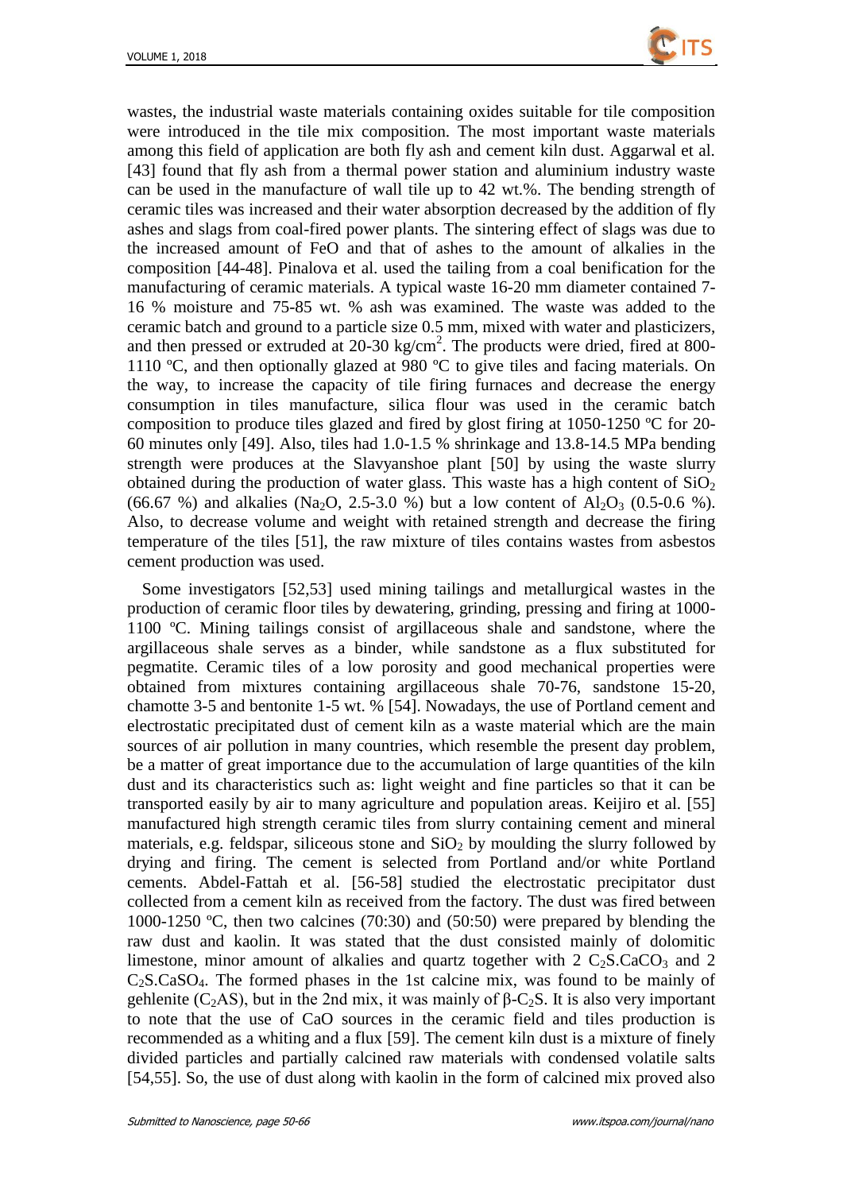wastes, the industrial waste materials containing oxides suitable for tile composition were introduced in the tile mix composition. The most important waste materials among this field of application are both fly ash and cement kiln dust. Aggarwal et al. [43] found that fly ash from a thermal power station and aluminium industry waste can be used in the manufacture of wall tile up to 42 wt.%. The bending strength of ceramic tiles was increased and their water absorption decreased by the addition of fly ashes and slags from coal-fired power plants. The sintering effect of slags was due to the increased amount of FeO and that of ashes to the amount of alkalies in the composition [44-48]. Pinalova et al. used the tailing from a coal benification for the manufacturing of ceramic materials. A typical waste 16-20 mm diameter contained 7-16 % moisture and 75-85 wt. % ash was examined. The waste was added to the ceramic batch and ground to a particle size 0.5 mm, mixed with water and plasticizers, and then pressed or extruded at 20-30 kg/cm$^2$. The products were dried, fired at 800-1110 ºC, and then optionally glazed at 980 ºC to give tiles and facing materials. On the way, to increase the capacity of tile firing furnaces and decrease the energy consumption in tiles manufacture, silica flour was used in the ceramic batch composition to produce tiles glazed and fired by glost firing at 1050-1250 ºC for 20-60 minutes only [49]. Also, tiles had 1.0-1.5 % shrinkage and 13.8-14.5 MPa bending strength were produces at the Slavyanshoe plant [50] by using the waste slurry obtained during the production of water glass. This waste has a high content of $SiO_2$ (66.67 %) and alkalies ($Na_2O$, 2.5-3.0 %) but a low content of $Al_2O_3$ (0.5-0.6 %). Also, to decrease volume and weight with retained strength and decrease the firing temperature of the tiles [51], the raw mixture of tiles contains wastes from asbestos cement production was used.

Some investigators [52,53] used mining tailings and metallurgical wastes in the production of ceramic floor tiles by dewatering, grinding, pressing and firing at 1000-1100 ºC. Mining tailings consist of argillaceous shale and sandstone, where the argillaceous shale serves as a binder, while sandstone as a flux substituted for pegmatite. Ceramic tiles of a low porosity and good mechanical properties were obtained from mixtures containing argillaceous shale 70-76, sandstone 15-20, chamotte 3-5 and bentonite 1-5 wt. % [54]. Nowadays, the use of Portland cement and electrostatic precipitated dust of cement kiln as a waste material which are the main sources of air pollution in many countries, which resemble the present day problem, be a matter of great importance due to the accumulation of large quantities of the kiln dust and its characteristics such as: light weight and fine particles so that it can be transported easily by air to many agriculture and population areas. Keijiro et al. [55] manufactured high strength ceramic tiles from slurry containing cement and mineral materials, e.g. feldspar, siliceous stone and $SiO_2$ by moulding the slurry followed by drying and firing. The cement is selected from Portland and/or white Portland cements. Abdel-Fattah et al. [56-58] studied the electrostatic precipitator dust collected from a cement kiln as received from the factory. The dust was fired between 1000-1250 ºC, then two calcines (70:30) and (50:50) were prepared by blending the raw dust and kaolin. It was stated that the dust consisted mainly of dolomitic limestone, minor amount of alkalies and quartz together with 2 $C_2S.CaCO_3$ and 2 $C_2S.CaSO_4$. The formed phases in the 1st calcine mix, was found to be mainly of gehlenite ($C_2AS$), but in the 2nd mix, it was mainly of $\beta$-$C_2S$. It is also very important to note that the use of CaO sources in the ceramic field and tiles production is recommended as a whiting and a flux [59]. The cement kiln dust is a mixture of finely divided particles and partially calcined raw materials with condensed volatile salts [54,55]. So, the use of dust along with kaolin in the form of calcined mix proved also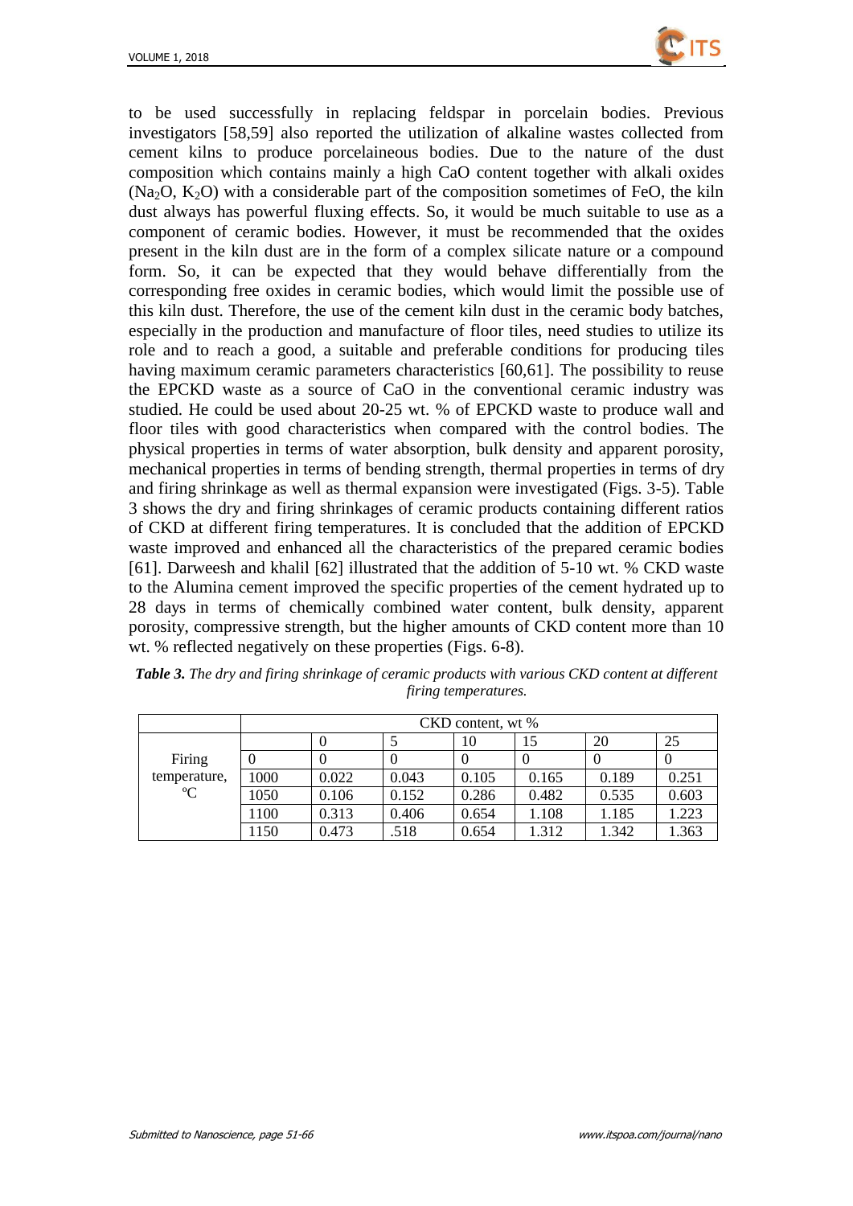to be used successfully in replacing feldspar in porcelain bodies. Previous investigators [58,59] also reported the utilization of alkaline wastes collected from cement kilns to produce porcelaineous bodies. Due to the nature of the dust composition which contains mainly a high CaO content together with alkali oxides ($Na_2O$, $K_2O$) with a considerable part of the composition sometimes of FeO, the kiln dust always has powerful fluxing effects. So, it would be much suitable to use as a component of ceramic bodies. However, it must be recommended that the oxides present in the kiln dust are in the form of a complex silicate nature or a compound form. So, it can be expected that they would behave differentially from the corresponding free oxides in ceramic bodies, which would limit the possible use of this kiln dust. Therefore, the use of the cement kiln dust in the ceramic body batches, especially in the production and manufacture of floor tiles, need studies to utilize its role and to reach a good, a suitable and preferable conditions for producing tiles having maximum ceramic parameters characteristics [60,61]. The possibility to reuse the EPCKD waste as a source of CaO in the conventional ceramic industry was studied. He could be used about 20-25 wt. % of EPCKD waste to produce wall and floor tiles with good characteristics when compared with the control bodies. The physical properties in terms of water absorption, bulk density and apparent porosity, mechanical properties in terms of bending strength, thermal properties in terms of dry and firing shrinkage as well as thermal expansion were investigated (Figs. 3-5). Table 3 shows the dry and firing shrinkages of ceramic products containing different ratios of CKD at different firing temperatures. It is concluded that the addition of EPCKD waste improved and enhanced all the characteristics of the prepared ceramic bodies [61]. Darweesh and khalil [62] illustrated that the addition of 5-10 wt. % CKD waste to the Alumina cement improved the specific properties of the cement hydrated up to 28 days in terms of chemically combined water content, bulk density, apparent porosity, compressive strength, but the higher amounts of CKD content more than 10 wt. % reflected negatively on these properties (Figs. 6-8).

***Table 3.*** *The dry and firing shrinkage of ceramic products with various CKD content at different firing temperatures.*

| | CKD content, wt % | | | | | | |
|---|---|---|---|---|---|---|---|
| | | 0 | 5 | 10 | 15 | 20 | 25 |
| Firing temperature, ºC | 0 | 0 | 0 | 0 | 0 | 0 | 0 |
| | 1000 | 0.022 | 0.043 | 0.105 | 0.165 | 0.189 | 0.251 |
| | 1050 | 0.106 | 0.152 | 0.286 | 0.482 | 0.535 | 0.603 |
| | 1100 | 0.313 | 0.406 | 0.654 | 1.108 | 1.185 | 1.223 |
| | 1150 | 0.473 | .518 | 0.654 | 1.312 | 1.342 | 1.363 |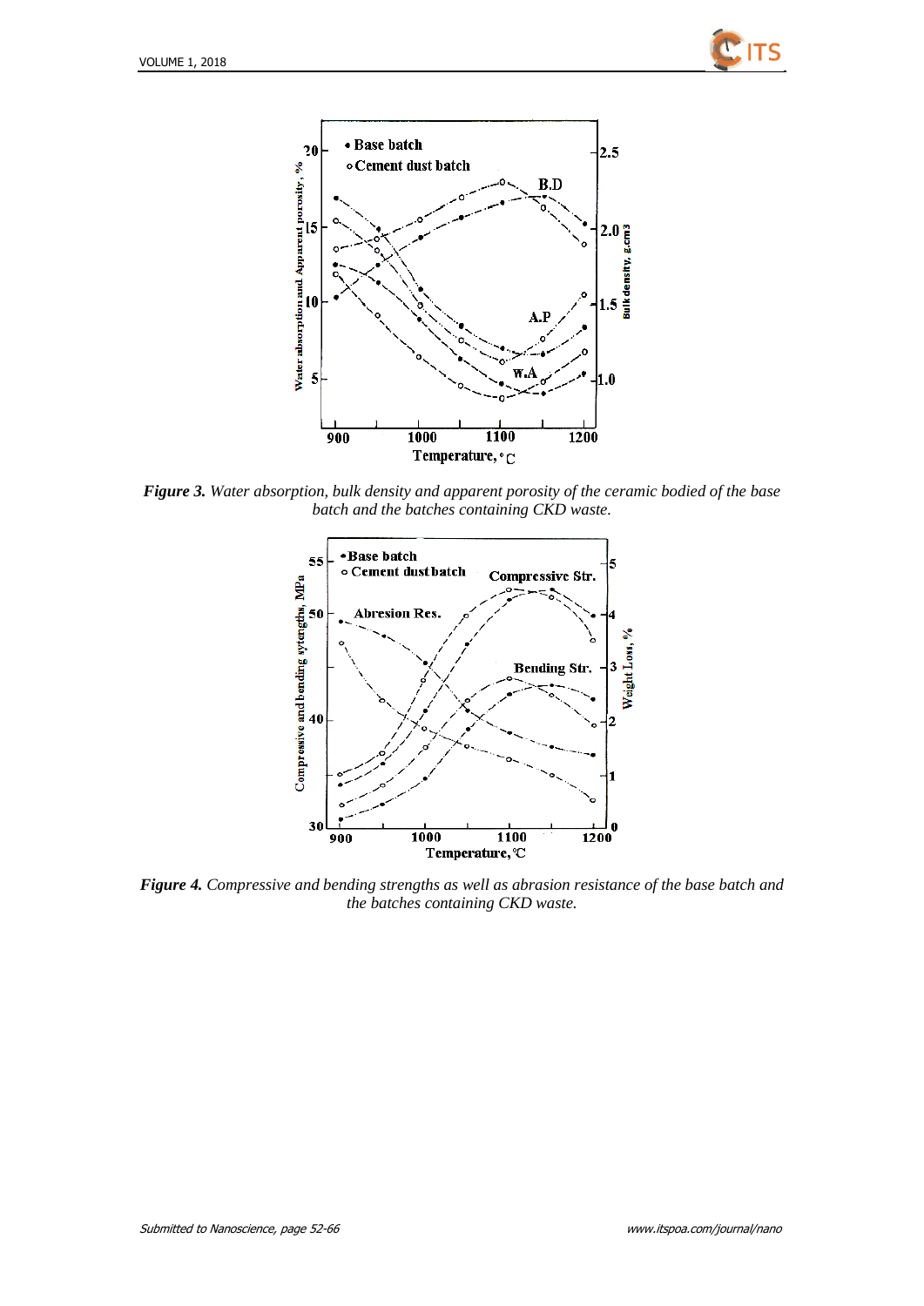***Figure 3.*** *Water absorption, bulk density and apparent porosity of the ceramic bodied of the base batch and the batches containing CKD waste.*

***Figure 4.*** *Compressive and bending strengths as well as abrasion resistance of the base batch and the batches containing CKD waste.*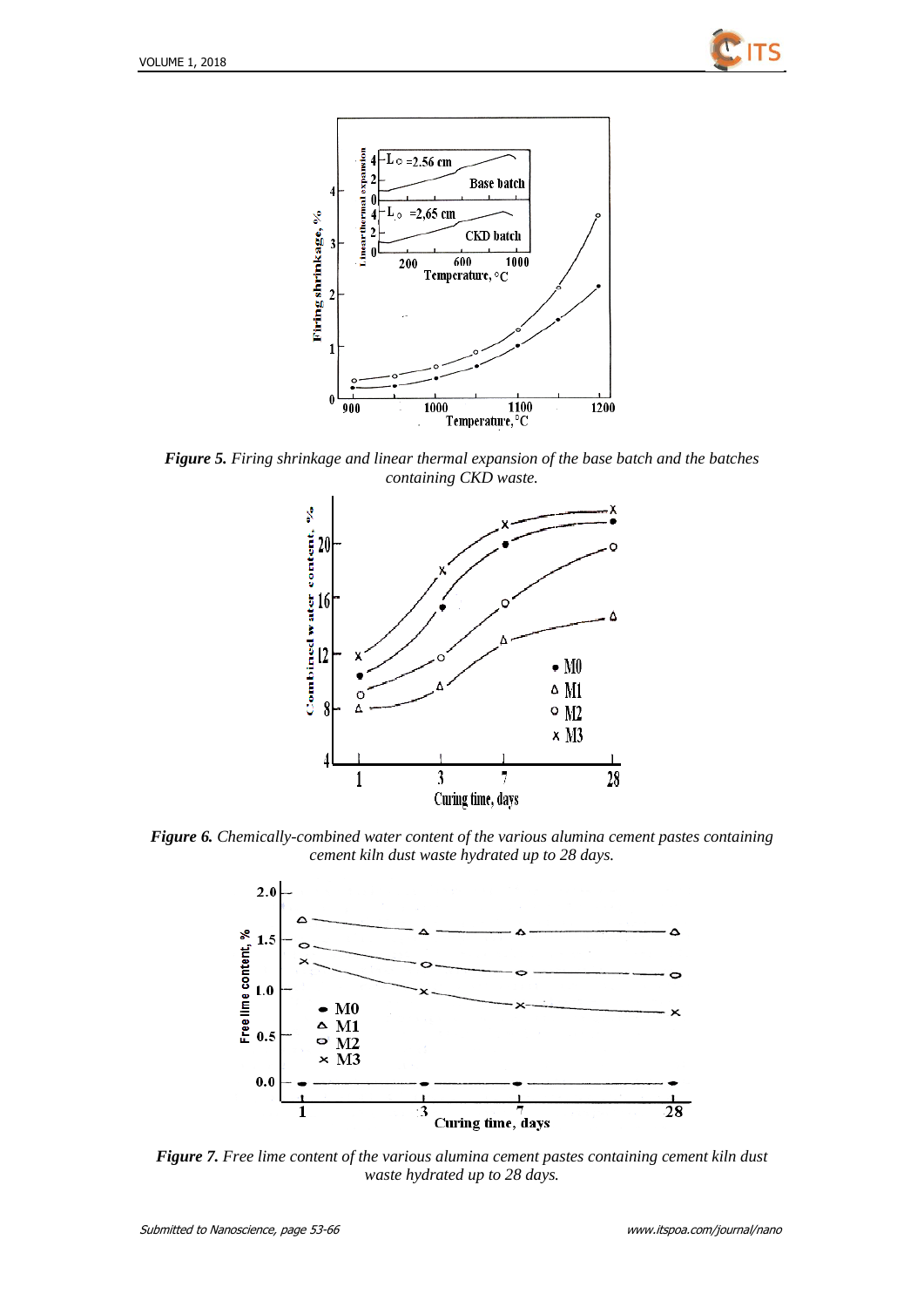*__Figure 5.__ Firing shrinkage and linear thermal expansion of the base batch and the batches containing CKD waste.*

*__Figure 6.__ Chemically-combined water content of the various alumina cement pastes containing cement kiln dust waste hydrated up to 28 days.*

*__Figure 7.__ Free lime content of the various alumina cement pastes containing cement kiln dust waste hydrated up to 28 days.*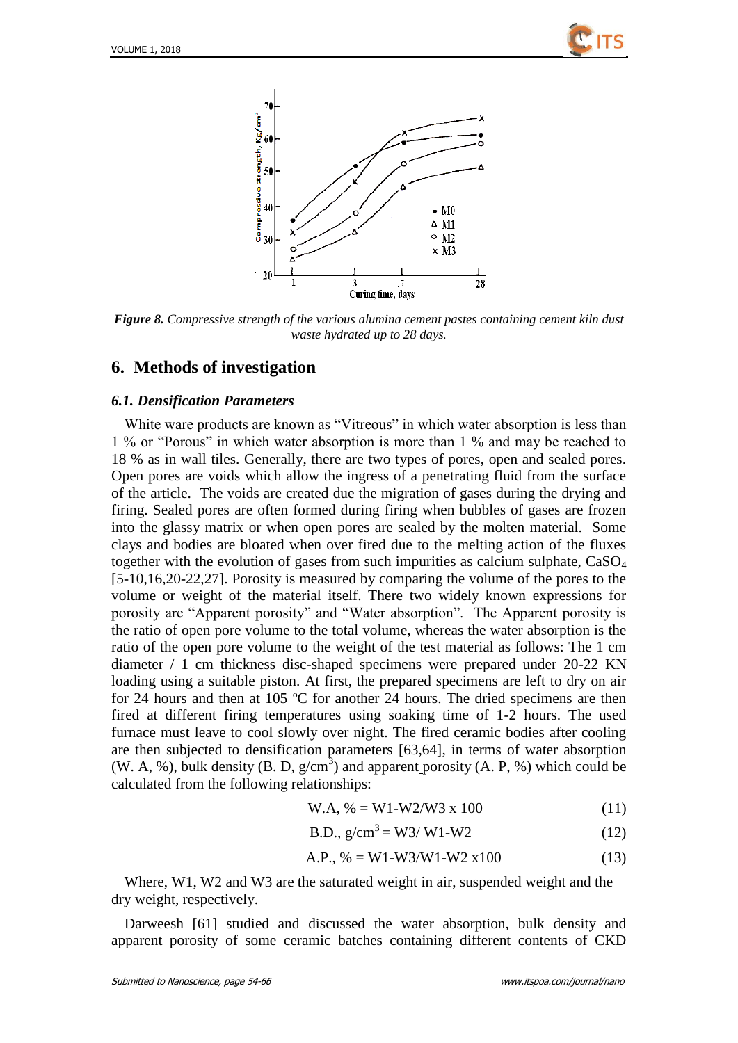*Figure 8. Compressive strength of the various alumina cement pastes containing cement kiln dust waste hydrated up to 28 days.*

## 6. Methods of investigation

### 6.1. Densification Parameters

White ware products are known as “Vitreous” in which water absorption is less than 1 % or “Porous” in which water absorption is more than 1 % and may be reached to 18 % as in wall tiles. Generally, there are two types of pores, open and sealed pores. Open pores are voids which allow the ingress of a penetrating fluid from the surface of the article. The voids are created due the migration of gases during the drying and firing. Sealed pores are often formed during firing when bubbles of gases are frozen into the glassy matrix or when open pores are sealed by the molten material. Some clays and bodies are bloated when over fired due to the melting action of the fluxes together with the evolution of gases from such impurities as calcium sulphate, $CaSO_4$ [5-10,16,20-22,27]. Porosity is measured by comparing the volume of the pores to the volume or weight of the material itself. There two widely known expressions for porosity are “Apparent porosity” and “Water absorption”. The Apparent porosity is the ratio of open pore volume to the total volume, whereas the water absorption is the ratio of the open pore volume to the weight of the test material as follows: The 1 cm diameter / 1 cm thickness disc-shaped specimens were prepared under 20-22 KN loading using a suitable piston. At first, the prepared specimens are left to dry on air for 24 hours and then at 105 ºC for another 24 hours. The dried specimens are then fired at different firing temperatures using soaking time of 1-2 hours. The used furnace must leave to cool slowly over night. The fired ceramic bodies after cooling are then subjected to densification parameters [63,64], in terms of water absorption (W. A, %), bulk density (B. D, $g/cm^3$) and apparent porosity (A. P, %) which could be calculated from the following relationships:

$$\text{W.A, \%} = \text{W1-W2/W3} \times 100 \quad (11)$$

$$\text{B.D., g/cm}^3 = \text{W3/ W1-W2} \quad (12)$$

$$\text{A.P., \%} = \text{W1-W3/W1-W2} \times 100 \quad (13)$$

Where, W1, W2 and W3 are the saturated weight in air, suspended weight and the dry weight, respectively.

Darweesh [61] studied and discussed the water absorption, bulk density and apparent porosity of some ceramic batches containing different contents of CKD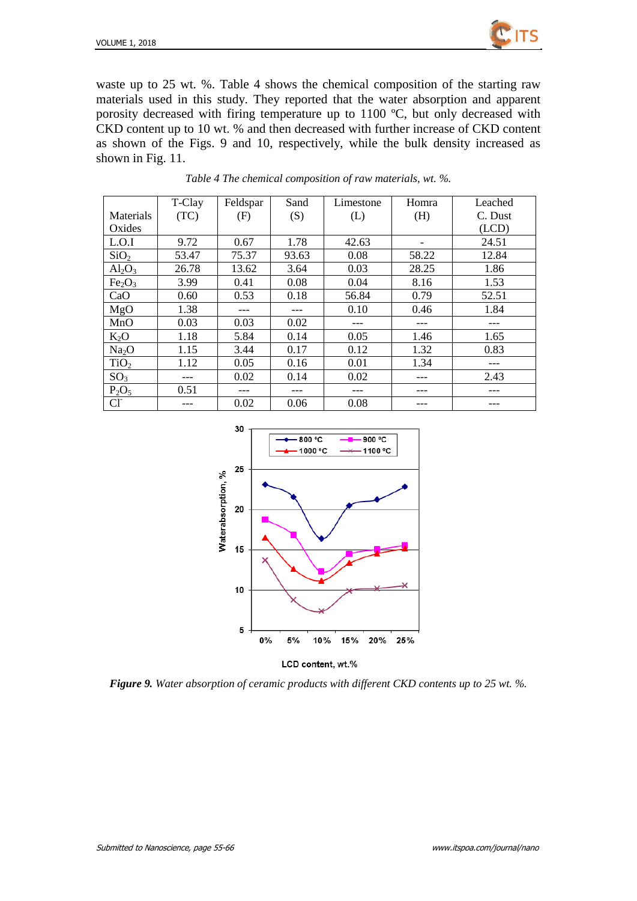waste up to 25 wt. %. Table 4 shows the chemical composition of the starting raw materials used in this study. They reported that the water absorption and apparent porosity decreased with firing temperature up to 1100 ºC, but only decreased with CKD content up to 10 wt. % and then decreased with further increase of CKD content as shown of the Figs. 9 and 10, respectively, while the bulk density increased as shown in Fig. 11.

*Table 4 The chemical composition of raw materials, wt. %.*

| Materials Oxides | T-Clay (TC) | Feldspar (F) | Sand (S) | Limestone (L) | Homra (H) | Leached C. Dust (LCD) |
|---|---|---|---|---|---|---|
| L.O.I | 9.72 | 0.67 | 1.78 | 42.63 | - | 24.51 |
| $SiO_2$ | 53.47 | 75.37 | 93.63 | 0.08 | 58.22 | 12.84 |
| $Al_2O_3$ | 26.78 | 13.62 | 3.64 | 0.03 | 28.25 | 1.86 |
| $Fe_2O_3$ | 3.99 | 0.41 | 0.08 | 0.04 | 8.16 | 1.53 |
| CaO | 0.60 | 0.53 | 0.18 | 56.84 | 0.79 | 52.51 |
| MgO | 1.38 | --- | --- | 0.10 | 0.46 | 1.84 |
| MnO | 0.03 | 0.03 | 0.02 | --- | --- | --- |
| $K_2O$ | 1.18 | 5.84 | 0.14 | 0.05 | 1.46 | 1.65 |
| $Na_2O$ | 1.15 | 3.44 | 0.17 | 0.12 | 1.32 | 0.83 |
| $TiO_2$ | 1.12 | 0.05 | 0.16 | 0.01 | 1.34 | --- |
| $SO_3$ | --- | 0.02 | 0.14 | 0.02 | --- | 2.43 |
| $P_2O_5$ | 0.51 | --- | --- | --- | --- | --- |
| $Cl^-$ | --- | 0.02 | 0.06 | 0.08 | --- | --- |

***Figure 9.** Water absorption of ceramic products with different CKD contents up to 25 wt. %.*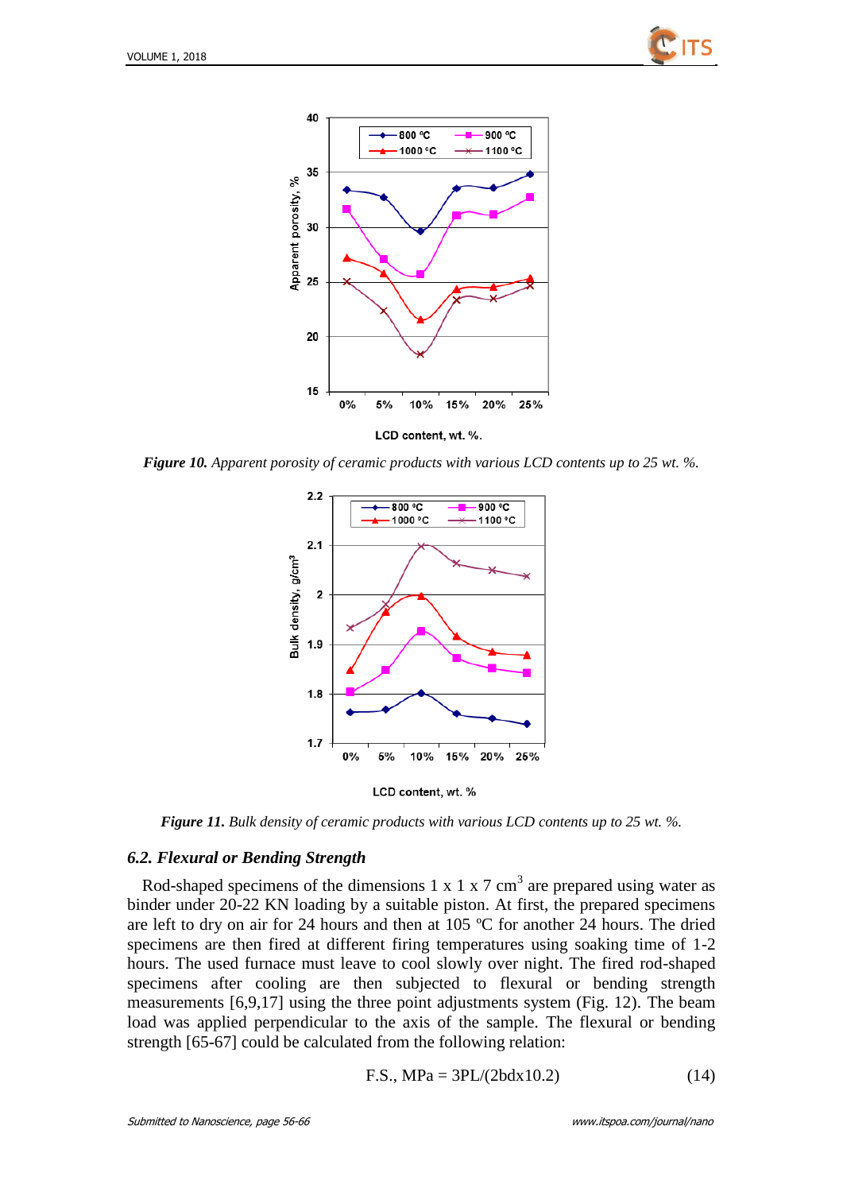*Figure 10. Apparent porosity of ceramic products with various LCD contents up to 25 wt. %.*

*Figure 11. Bulk density of ceramic products with various LCD contents up to 25 wt. %.*

### 6.2. Flexural or Bending Strength

Rod-shaped specimens of the dimensions 1 x 1 x 7 $cm^3$ are prepared using water as binder under 20-22 KN loading by a suitable piston. At first, the prepared specimens are left to dry on air for 24 hours and then at 105 ºC for another 24 hours. The dried specimens are then fired at different firing temperatures using soaking time of 1-2 hours. The used furnace must leave to cool slowly over night. The fired rod-shaped specimens after cooling are then subjected to flexural or bending strength measurements [6,9,17] using the three point adjustments system (Fig. 12). The beam load was applied perpendicular to the axis of the sample. The flexural or bending strength [65-67] could be calculated from the following relation:

$$F.S., MPa = 3PL/(2bdx10.2) \quad (14)$$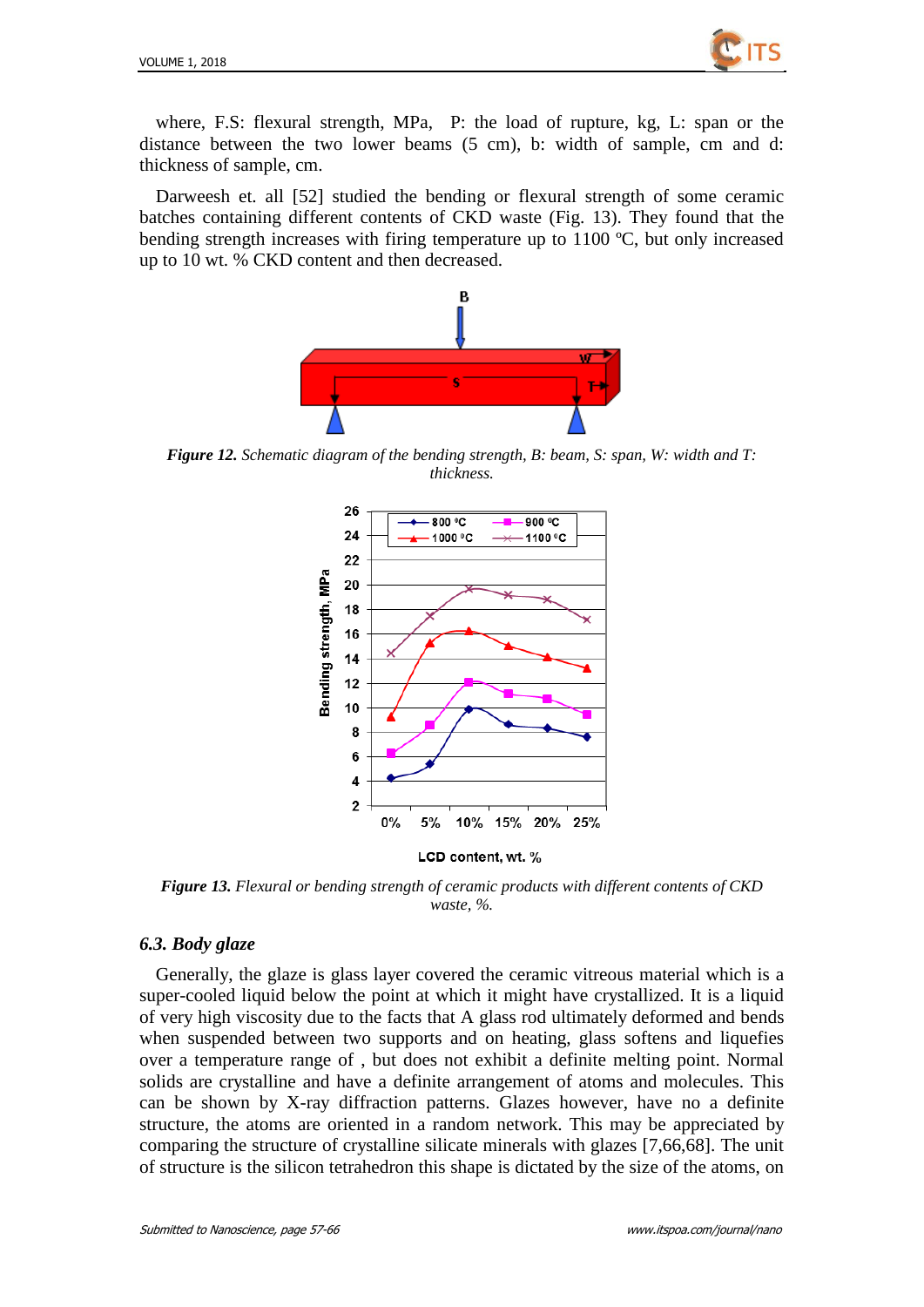where, F.S: flexural strength, MPa, P: the load of rupture, kg, L: span or the distance between the two lower beams (5 cm), b: width of sample, cm and d: thickness of sample, cm.

Darweesh et. all [52] studied the bending or flexural strength of some ceramic batches containing different contents of CKD waste (Fig. 13). They found that the bending strength increases with firing temperature up to 1100 ºC, but only increased up to 10 wt. % CKD content and then decreased.

***Figure 12.*** *Schematic diagram of the bending strength, B: beam, S: span, W: width and T: thickness.*

***Figure 13.*** *Flexural or bending strength of ceramic products with different contents of CKD waste, %.*

### *6.3. Body glaze*

Generally, the glaze is glass layer covered the ceramic vitreous material which is a super-cooled liquid below the point at which it might have crystallized. It is a liquid of very high viscosity due to the facts that A glass rod ultimately deformed and bends when suspended between two supports and on heating, glass softens and liquefies over a temperature range of , but does not exhibit a definite melting point. Normal solids are crystalline and have a definite arrangement of atoms and molecules. This can be shown by X-ray diffraction patterns. Glazes however, have no a definite structure, the atoms are oriented in a random network. This may be appreciated by comparing the structure of crystalline silicate minerals with glazes [7,66,68]. The unit of structure is the silicon tetrahedron this shape is dictated by the size of the atoms, on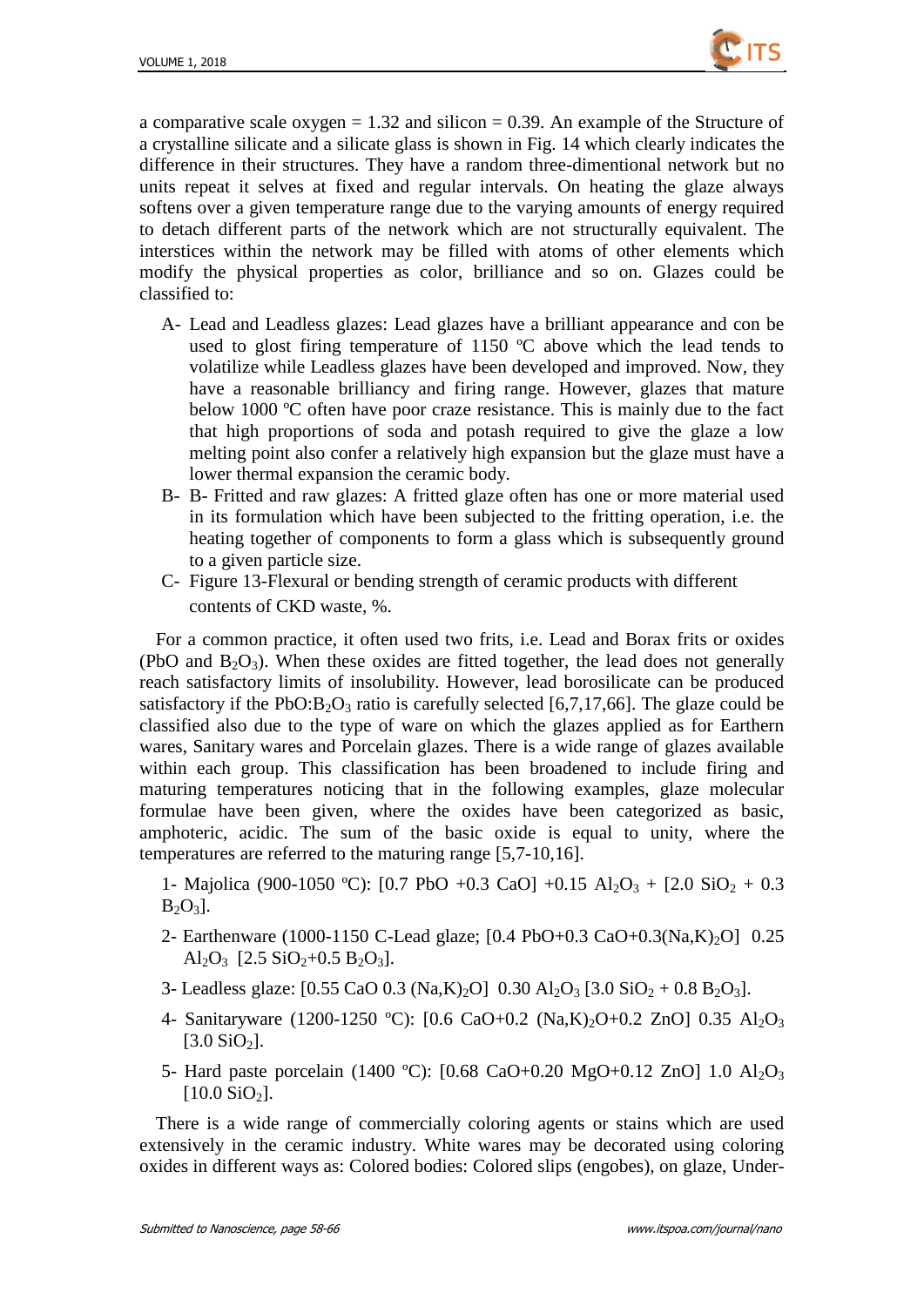a comparative scale oxygen = 1.32 and silicon = 0.39. An example of the Structure of a crystalline silicate and a silicate glass is shown in Fig. 14 which clearly indicates the difference in their structures. They have a random three-dimentional network but no units repeat it selves at fixed and regular intervals. On heating the glaze always softens over a given temperature range due to the varying amounts of energy required to detach different parts of the network which are not structurally equivalent. The interstices within the network may be filled with atoms of other elements which modify the physical properties as color, brilliance and so on. Glazes could be classified to:

A- Lead and Leadless glazes: Lead glazes have a brilliant appearance and con be used to glost firing temperature of 1150 ºC above which the lead tends to volatilize while Leadless glazes have been developed and improved. Now, they have a reasonable brilliancy and firing range. However, glazes that mature below 1000 ºC often have poor craze resistance. This is mainly due to the fact that high proportions of soda and potash required to give the glaze a low melting point also confer a relatively high expansion but the glaze must have a lower thermal expansion the ceramic body.

B- B- Fritted and raw glazes: A fritted glaze often has one or more material used in its formulation which have been subjected to the fritting operation, i.e. the heating together of components to form a glass which is subsequently ground to a given particle size.

C- Figure 13-Flexural or bending strength of ceramic products with different contents of CKD waste, %.

For a common practice, it often used two frits, i.e. Lead and Borax frits or oxides ($PbO$ and $B_2O_3$). When these oxides are fitted together, the lead does not generally reach satisfactory limits of insolubility. However, lead borosilicate can be produced satisfactory if the $PbO$:$B_2O_3$ ratio is carefully selected [6,7,17,66]. The glaze could be classified also due to the type of ware on which the glazes applied as for Earthern wares, Sanitary wares and Porcelain glazes. There is a wide range of glazes available within each group. This classification has been broadened to include firing and maturing temperatures noticing that in the following examples, glaze molecular formulae have been given, where the oxides have been categorized as basic, amphoteric, acidic. The sum of the basic oxide is equal to unity, where the temperatures are referred to the maturing range [5,7-10,16].

1- Majolica (900-1050 ºC): [0.7 $PbO$ +0.3 $CaO$] +0.15 $Al_2O_3$ + [2.0 $SiO_2$ + 0.3 $B_2O_3$].

2- Earthenware (1000-1150 C-Lead glaze; [0.4 $PbO$+0.3 $CaO$+0.3$(Na,K)_2O$] 0.25 $Al_2O_3$ [2.5 $SiO_2$+0.5 $B_2O_3$].

3- Leadless glaze: [0.55 $CaO$ 0.3 $(Na,K)_2O$] 0.30 $Al_2O_3$ [3.0 $SiO_2$ + 0.8 $B_2O_3$].

4- Sanitaryware (1200-1250 ºC): [0.6 $CaO$+0.2 $(Na,K)_2O$+0.2 $ZnO$] 0.35 $Al_2O_3$ [3.0 $SiO_2$].

5- Hard paste porcelain (1400 ºC): [0.68 $CaO$+0.20 $MgO$+0.12 $ZnO$] 1.0 $Al_2O_3$ [10.0 $SiO_2$].

There is a wide range of commercially coloring agents or stains which are used extensively in the ceramic industry. White wares may be decorated using coloring oxides in different ways as: Colored bodies: Colored slips (engobes), on glaze, Under-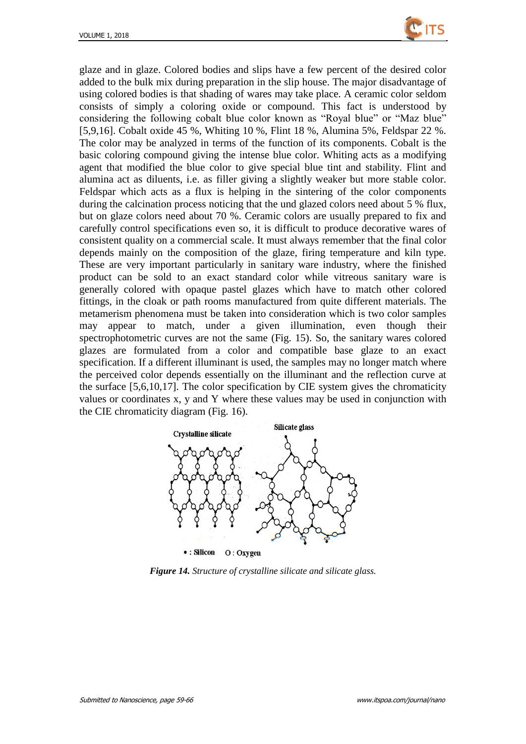glaze and in glaze. Colored bodies and slips have a few percent of the desired color added to the bulk mix during preparation in the slip house. The major disadvantage of using colored bodies is that shading of wares may take place. A ceramic color seldom consists of simply a coloring oxide or compound. This fact is understood by considering the following cobalt blue color known as "Royal blue" or "Maz blue" [5,9,16]. Cobalt oxide 45 %, Whiting 10 %, Flint 18 %, Alumina 5%, Feldspar 22 %. The color may be analyzed in terms of the function of its components. Cobalt is the basic coloring compound giving the intense blue color. Whiting acts as a modifying agent that modified the blue color to give special blue tint and stability. Flint and alumina act as diluents, i.e. as filler giving a slightly weaker but more stable color. Feldspar which acts as a flux is helping in the sintering of the color components during the calcination process noticing that the und glazed colors need about 5 % flux, but on glaze colors need about 70 %. Ceramic colors are usually prepared to fix and carefully control specifications even so, it is difficult to produce decorative wares of consistent quality on a commercial scale. It must always remember that the final color depends mainly on the composition of the glaze, firing temperature and kiln type. These are very important particularly in sanitary ware industry, where the finished product can be sold to an exact standard color while vitreous sanitary ware is generally colored with opaque pastel glazes which have to match other colored fittings, in the cloak or path rooms manufactured from quite different materials. The metamerism phenomena must be taken into consideration which is two color samples may appear to match, under a given illumination, even though their spectrophotometric curves are not the same (Fig. 15). So, the sanitary wares colored glazes are formulated from a color and compatible base glaze to an exact specification. If a different illuminant is used, the samples may no longer match where the perceived color depends essentially on the illuminant and the reflection curve at the surface [5,6,10,17]. The color specification by CIE system gives the chromaticity values or coordinates x, y and Y where these values may be used in conjunction with the CIE chromaticity diagram (Fig. 16).

***Figure 14.*** *Structure of crystalline silicate and silicate glass.*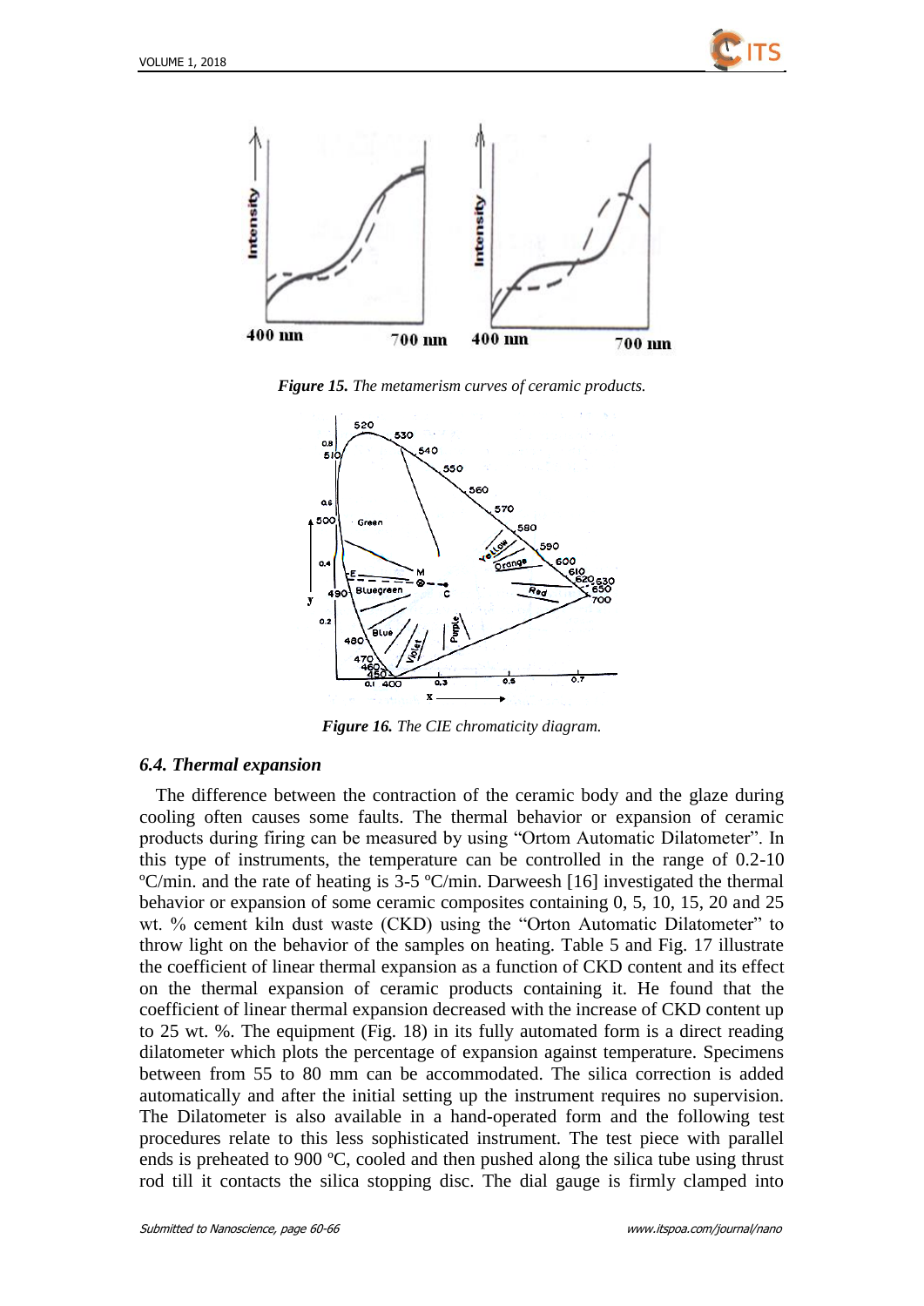*Figure 15. The metamerism curves of ceramic products.*

*Figure 16. The CIE chromaticity diagram.*

### *6.4. Thermal expansion*

The difference between the contraction of the ceramic body and the glaze during cooling often causes some faults. The thermal behavior or expansion of ceramic products during firing can be measured by using "Ortom Automatic Dilatometer". In this type of instruments, the temperature can be controlled in the range of 0.2-10 ºC/min. and the rate of heating is 3-5 ºC/min. Darweesh [16] investigated the thermal behavior or expansion of some ceramic composites containing 0, 5, 10, 15, 20 and 25 wt. % cement kiln dust waste (CKD) using the "Orton Automatic Dilatometer" to throw light on the behavior of the samples on heating. Table 5 and Fig. 17 illustrate the coefficient of linear thermal expansion as a function of CKD content and its effect on the thermal expansion of ceramic products containing it. He found that the coefficient of linear thermal expansion decreased with the increase of CKD content up to 25 wt. %. The equipment (Fig. 18) in its fully automated form is a direct reading dilatometer which plots the percentage of expansion against temperature. Specimens between from 55 to 80 mm can be accommodated. The silica correction is added automatically and after the initial setting up the instrument requires no supervision. The Dilatometer is also available in a hand-operated form and the following test procedures relate to this less sophisticated instrument. The test piece with parallel ends is preheated to 900 ºC, cooled and then pushed along the silica tube using thrust rod till it contacts the silica stopping disc. The dial gauge is firmly clamped into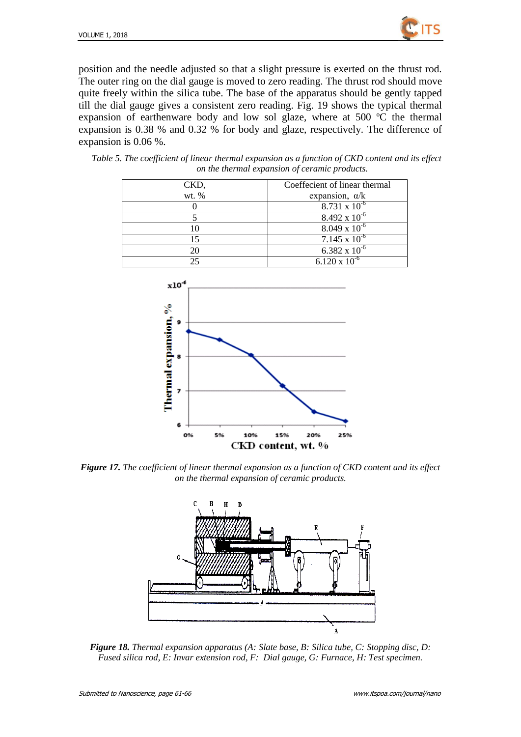position and the needle adjusted so that a slight pressure is exerted on the thrust rod. The outer ring on the dial gauge is moved to zero reading. The thrust rod should move quite freely within the silica tube. The base of the apparatus should be gently tapped till the dial gauge gives a consistent zero reading. Fig. 19 shows the typical thermal expansion of earthenware body and low sol glaze, where at 500 ºC the thermal expansion is 0.38 % and 0.32 % for body and glaze, respectively. The difference of expansion is 0.06 %.

*Table 5. The coefficient of linear thermal expansion as a function of CKD content and its effect on the thermal expansion of ceramic products.*

| CKD, wt. % | Coeffecient of linear thermal expansion, α/k |
|---|---|
| 0 | $8.731 \times 10^{-6}$ |
| 5 | $8.492 \times 10^{-6}$ |
| 10 | $8.049 \times 10^{-6}$ |
| 15 | $7.145 \times 10^{-6}$ |
| 20 | $6.382 \times 10^{-6}$ |
| 25 | $6.120 \times 10^{-6}$ |

***Figure 17.*** *The coefficient of linear thermal expansion as a function of CKD content and its effect on the thermal expansion of ceramic products.*

***Figure 18.*** *Thermal expansion apparatus (A: Slate base, B: Silica tube, C: Stopping disc, D: Fused silica rod, E: Invar extension rod, F: Dial gauge, G: Furnace, H: Test specimen.*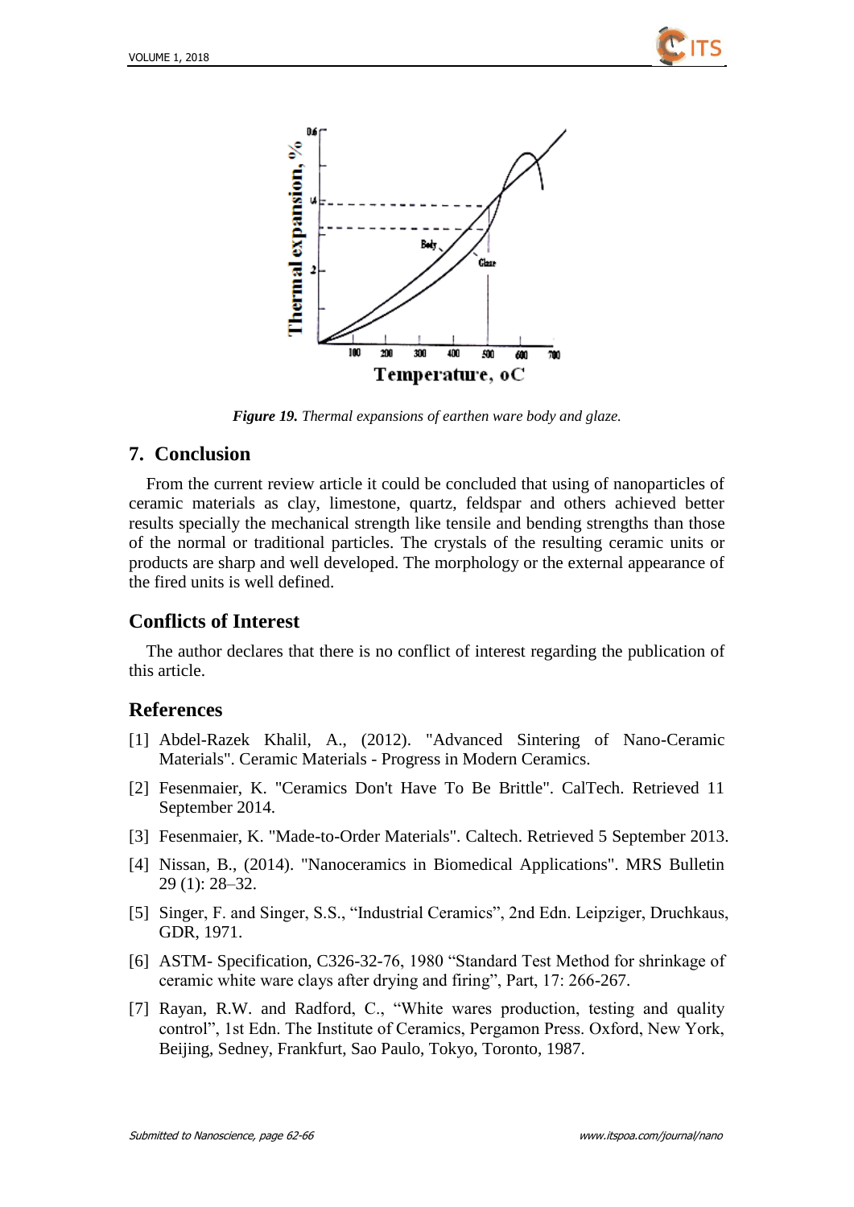*__Figure 19.__ Thermal expansions of earthen ware body and glaze.*

## 7. Conclusion

From the current review article it could be concluded that using of nanoparticles of ceramic materials as clay, limestone, quartz, feldspar and others achieved better results specially the mechanical strength like tensile and bending strengths than those of the normal or traditional particles. The crystals of the resulting ceramic units or products are sharp and well developed. The morphology or the external appearance of the fired units is well defined.

## Conflicts of Interest

The author declares that there is no conflict of interest regarding the publication of this article.

## References

[1] Abdel-Razek Khalil, A., (2012). "Advanced Sintering of Nano-Ceramic Materials". Ceramic Materials - Progress in Modern Ceramics.

[2] Fesenmaier, K. "Ceramics Don't Have To Be Brittle". CalTech. Retrieved 11 September 2014.

[3] Fesenmaier, K. "Made-to-Order Materials". Caltech. Retrieved 5 September 2013.

[4] Nissan, B., (2014). "Nanoceramics in Biomedical Applications". MRS Bulletin 29 (1): 28–32.

[5] Singer, F. and Singer, S.S., "Industrial Ceramics", 2nd Edn. Leipziger, Druchkaus, GDR, 1971.

[6] ASTM- Specification, C326-32-76, 1980 "Standard Test Method for shrinkage of ceramic white ware clays after drying and firing", Part, 17: 266-267.

[7] Rayan, R.W. and Radford, C., "White wares production, testing and quality control", 1st Edn. The Institute of Ceramics, Pergamon Press. Oxford, New York, Beijing, Sedney, Frankfurt, Sao Paulo, Tokyo, Toronto, 1987.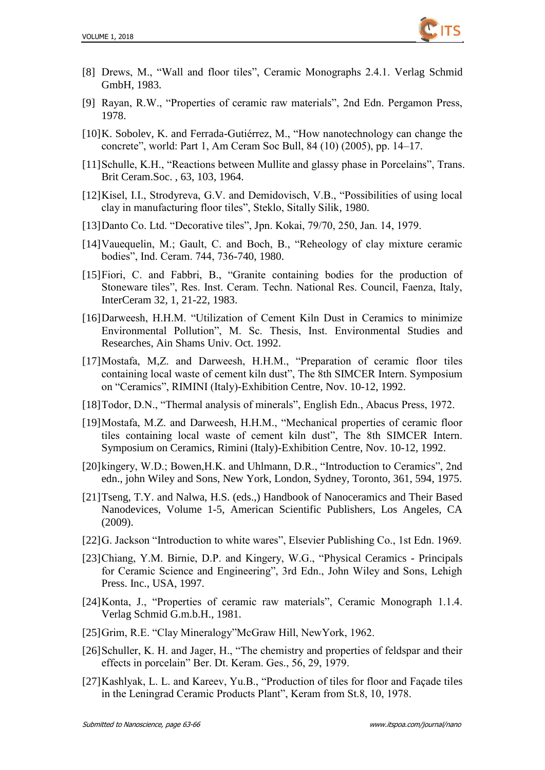[8] Drews, M., “Wall and floor tiles”, Ceramic Monographs 2.4.1. Verlag Schmid GmbH, 1983.

[9] Rayan, R.W., “Properties of ceramic raw materials”, 2nd Edn. Pergamon Press, 1978.

[10] K. Sobolev, K. and Ferrada-Gutiérrez, M., “How nanotechnology can change the concrete”, world: Part 1, Am Ceram Soc Bull, 84 (10) (2005), pp. 14–17.

[11] Schulle, K.H., “Reactions between Mullite and glassy phase in Porcelains”, Trans. Brit Ceram.Soc. , 63, 103, 1964.

[12] Kisel, I.I., Strodyreva, G.V. and Demidovisch, V.B., “Possibilities of using local clay in manufacturing floor tiles”, Steklo, Sitally Silik, 1980.

[13] Danto Co. Ltd. “Decorative tiles”, Jpn. Kokai, 79/70, 250, Jan. 14, 1979.

[14] Vauequelin, M.; Gault, C. and Boch, B., “Reheology of clay mixture ceramic bodies”, Ind. Ceram. 744, 736-740, 1980.

[15] Fiori, C. and Fabbri, B., “Granite containing bodies for the production of Stoneware tiles”, Res. Inst. Ceram. Techn. National Res. Council, Faenza, Italy, InterCeram 32, 1, 21-22, 1983.

[16] Darweesh, H.H.M. “Utilization of Cement Kiln Dust in Ceramics to minimize Environmental Pollution”, M. Sc. Thesis, Inst. Environmental Studies and Researches, Ain Shams Univ. Oct. 1992.

[17] Mostafa, M,Z. and Darweesh, H.H.M., “Preparation of ceramic floor tiles containing local waste of cement kiln dust”, The 8th SIMCER Intern. Symposium on “Ceramics”, RIMINI (Italy)-Exhibition Centre, Nov. 10-12, 1992.

[18] Todor, D.N., “Thermal analysis of minerals”, English Edn., Abacus Press, 1972.

[19] Mostafa, M.Z. and Darweesh, H.H.M., “Mechanical properties of ceramic floor tiles containing local waste of cement kiln dust”, The 8th SIMCER Intern. Symposium on Ceramics, Rimini (Italy)-Exhibition Centre, Nov. 10-12, 1992.

[20] kingery, W.D.; Bowen,H.K. and Uhlmann, D.R., “Introduction to Ceramics”, 2nd edn., john Wiley and Sons, New York, London, Sydney, Toronto, 361, 594, 1975.

[21] Tseng, T.Y. and Nalwa, H.S. (eds.,) Handbook of Nanoceramics and Their Based Nanodevices, Volume 1-5, American Scientific Publishers, Los Angeles, CA (2009).

[22] G. Jackson “Introduction to white wares”, Elsevier Publishing Co., 1st Edn. 1969.

[23] Chiang, Y.M. Birnie, D.P. and Kingery, W.G., “Physical Ceramics - Principals for Ceramic Science and Engineering”, 3rd Edn., John Wiley and Sons, Lehigh Press. Inc., USA, 1997.

[24] Konta, J., “Properties of ceramic raw materials”, Ceramic Monograph 1.1.4. Verlag Schmid G.m.b.H., 1981.

[25] Grim, R.E. “Clay Mineralogy”McGraw Hill, NewYork, 1962.

[26] Schuller, K. H. and Jager, H., “The chemistry and properties of feldspar and their effects in porcelain” Ber. Dt. Keram. Ges., 56, 29, 1979.

[27] Kashlyak, L. L. and Kareev, Yu.B., “Production of tiles for floor and Façade tiles in the Leningrad Ceramic Products Plant”, Keram from St.8, 10, 1978.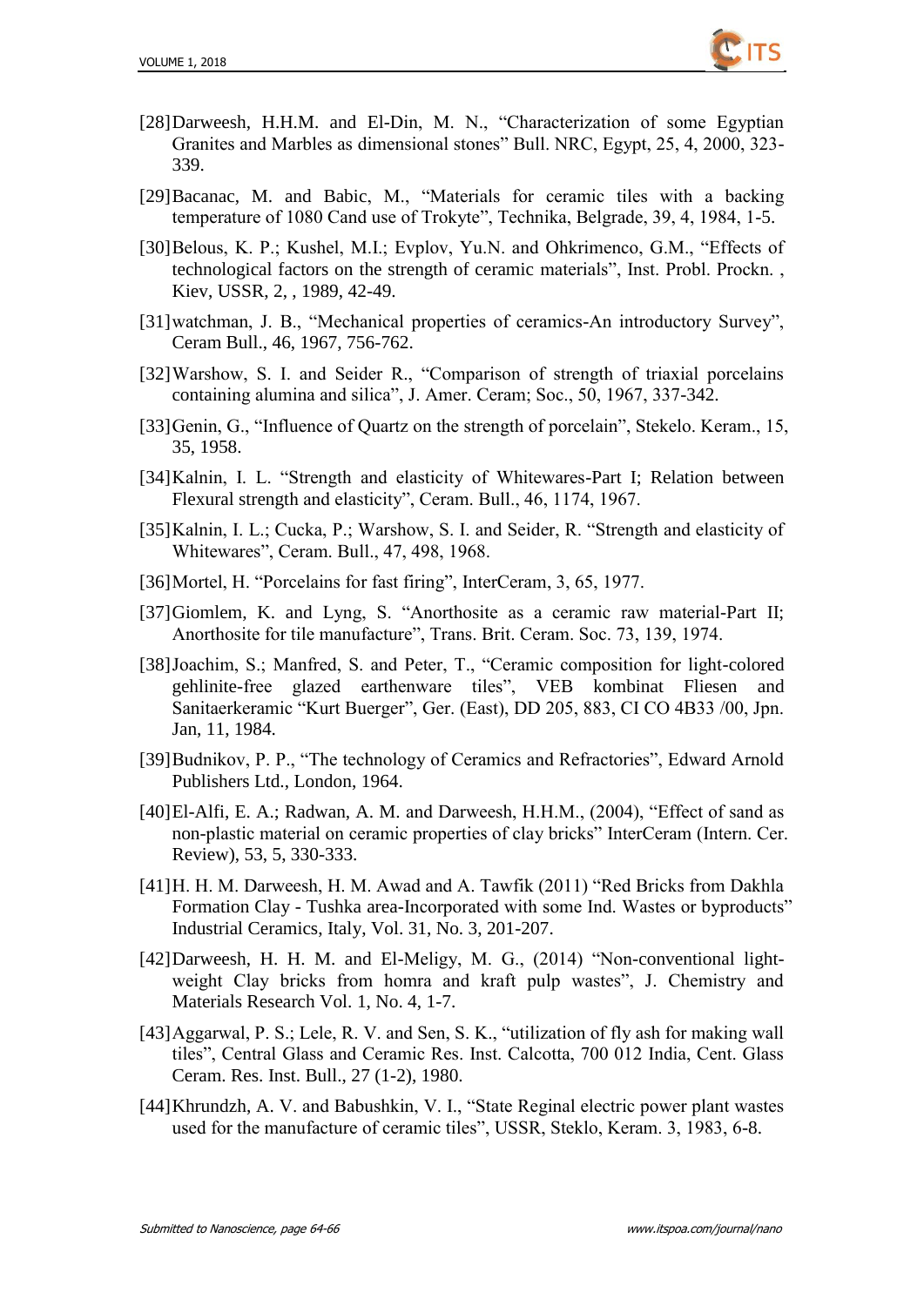[28]Darweesh, H.H.M. and El-Din, M. N., "Characterization of some Egyptian Granites and Marbles as dimensional stones" Bull. NRC, Egypt, 25, 4, 2000, 323-339.

[29]Bacanac, M. and Babic, M., "Materials for ceramic tiles with a backing temperature of 1080 Cand use of Trokyte", Technika, Belgrade, 39, 4, 1984, 1-5.

[30]Belous, K. P.; Kushel, M.I.; Evplov, Yu.N. and Ohkrimenco, G.M., "Effects of technological factors on the strength of ceramic materials", Inst. Probl. Prockn. , Kiev, USSR, 2, , 1989, 42-49.

[31]watchman, J. B., "Mechanical properties of ceramics-An introductory Survey", Ceram Bull., 46, 1967, 756-762.

[32]Warshow, S. I. and Seider R., "Comparison of strength of triaxial porcelains containing alumina and silica", J. Amer. Ceram; Soc., 50, 1967, 337-342.

[33]Genin, G., "Influence of Quartz on the strength of porcelain", Stekelo. Keram., 15, 35, 1958.

[34]Kalnin, I. L. "Strength and elasticity of Whitewares-Part I; Relation between Flexural strength and elasticity", Ceram. Bull., 46, 1174, 1967.

[35]Kalnin, I. L.; Cucka, P.; Warshow, S. I. and Seider, R. "Strength and elasticity of Whitewares", Ceram. Bull., 47, 498, 1968.

[36]Mortel, H. "Porcelains for fast firing", InterCeram, 3, 65, 1977.

[37]Giomlem, K. and Lyng, S. "Anorthosite as a ceramic raw material-Part II; Anorthosite for tile manufacture", Trans. Brit. Ceram. Soc. 73, 139, 1974.

[38]Joachim, S.; Manfred, S. and Peter, T., "Ceramic composition for light-colored gehlinite-free glazed earthenware tiles", VEB kombinat Fliesen and Sanitaerkeramic "Kurt Buerger", Ger. (East), DD 205, 883, CI CO 4B33 /00, Jpn. Jan, 11, 1984.

[39]Budnikov, P. P., "The technology of Ceramics and Refractories", Edward Arnold Publishers Ltd., London, 1964.

[40]El-Alfi, E. A.; Radwan, A. M. and Darweesh, H.H.M., (2004), "Effect of sand as non-plastic material on ceramic properties of clay bricks" InterCeram (Intern. Cer. Review), 53, 5, 330-333.

[41]H. H. M. Darweesh, H. M. Awad and A. Tawfik (2011) "Red Bricks from Dakhla Formation Clay - Tushka area-Incorporated with some Ind. Wastes or byproducts" Industrial Ceramics, Italy, Vol. 31, No. 3, 201-207.

[42]Darweesh, H. H. M. and El-Meligy, M. G., (2014) "Non-conventional light-weight Clay bricks from homra and kraft pulp wastes", J. Chemistry and Materials Research Vol. 1, No. 4, 1-7.

[43]Aggarwal, P. S.; Lele, R. V. and Sen, S. K., "utilization of fly ash for making wall tiles", Central Glass and Ceramic Res. Inst. Calcotta, 700 012 India, Cent. Glass Ceram. Res. Inst. Bull., 27 (1-2), 1980.

[44]Khrundzh, A. V. and Babushkin, V. I., "State Reginal electric power plant wastes used for the manufacture of ceramic tiles", USSR, Steklo, Keram. 3, 1983, 6-8.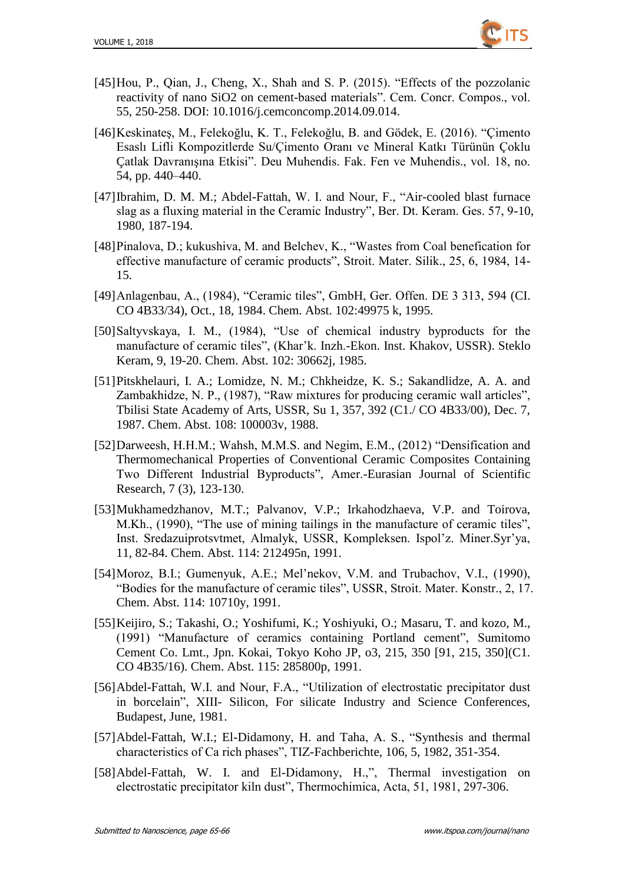[45] Hou, P., Qian, J., Cheng, X., Shah and S. P. (2015). "Effects of the pozzolanic reactivity of nano SiO2 on cement-based materials". Cem. Concr. Compos., vol. 55, 250-258. DOI: 10.1016/j.cemconcomp.2014.09.014.

[46] Keskinateş, M., Felekoğlu, K. T., Felekoğlu, B. and Gödek, E. (2016). "Çimento Esaslı Lifli Kompozitlerde Su/Çimento Oranı ve Mineral Katkı Türünün Çoklu Çatlak Davranışına Etkisi". Deu Muhendis. Fak. Fen ve Muhendis., vol. 18, no. 54, pp. 440–440.

[47] Ibrahim, D. M. M.; Abdel-Fattah, W. I. and Nour, F., "Air-cooled blast furnace slag as a fluxing material in the Ceramic Industry", Ber. Dt. Keram. Ges. 57, 9-10, 1980, 187-194.

[48] Pinalova, D.; kukushiva, M. and Belchev, K., "Wastes from Coal benefication for effective manufacture of ceramic products", Stroit. Mater. Silik., 25, 6, 1984, 14-15.

[49] Anlagenbau, A., (1984), "Ceramic tiles", GmbH, Ger. Offen. DE 3 313, 594 (CI. CO 4B33/34), Oct., 18, 1984. Chem. Abst. 102:49975 k, 1995.

[50] Saltyvskaya, I. M., (1984), "Use of chemical industry byproducts for the manufacture of ceramic tiles", (Khar'k. Inzh.-Ekon. Inst. Khakov, USSR). Steklo Keram, 9, 19-20. Chem. Abst. 102: 30662j, 1985.

[51] Pitskhelauri, I. A.; Lomidze, N. M.; Chkheidze, K. S.; Sakandlidze, A. A. and Zambakhidze, N. P., (1987), "Raw mixtures for producing ceramic wall articles", Tbilisi State Academy of Arts, USSR, Su 1, 357, 392 (C1./ CO 4B33/00), Dec. 7, 1987. Chem. Abst. 108: 100003v, 1988.

[52] Darweesh, H.H.M.; Wahsh, M.M.S. and Negim, E.M., (2012) "Densification and Thermomechanical Properties of Conventional Ceramic Composites Containing Two Different Industrial Byproducts", Amer.-Eurasian Journal of Scientific Research, 7 (3), 123-130.

[53] Mukhamedzhanov, M.T.; Palvanov, V.P.; Irkahodzhaeva, V.P. and Toirova, M.Kh., (1990), "The use of mining tailings in the manufacture of ceramic tiles", Inst. Sredazuiprotsvtmet, Almalyk, USSR, Kompleksen. Ispol'z. Miner.Syr'ya, 11, 82-84. Chem. Abst. 114: 212495n, 1991.

[54] Moroz, B.I.; Gumenyuk, A.E.; Mel'nekov, V.M. and Trubachov, V.I., (1990), "Bodies for the manufacture of ceramic tiles", USSR, Stroit. Mater. Konstr., 2, 17. Chem. Abst. 114: 10710y, 1991.

[55] Keijiro, S.; Takashi, O.; Yoshifumi, K.; Yoshiyuki, O.; Masaru, T. and kozo, M., (1991) "Manufacture of ceramics containing Portland cement", Sumitomo Cement Co. Lmt., Jpn. Kokai, Tokyo Koho JP, o3, 215, 350 [91, 215, 350](C1. CO 4B35/16). Chem. Abst. 115: 285800p, 1991.

[56] Abdel-Fattah, W.I. and Nour, F.A., "Utilization of electrostatic precipitator dust in borcelain", XIII- Silicon, For silicate Industry and Science Conferences, Budapest, June, 1981.

[57] Abdel-Fattah, W.I.; El-Didamony, H. and Taha, A. S., "Synthesis and thermal characteristics of Ca rich phases", TIZ-Fachberichte, 106, 5, 1982, 351-354.

[58] Abdel-Fattah, W. I. and El-Didamony, H.,", Thermal investigation on electrostatic precipitator kiln dust", Thermochimica, Acta, 51, 1981, 297-306.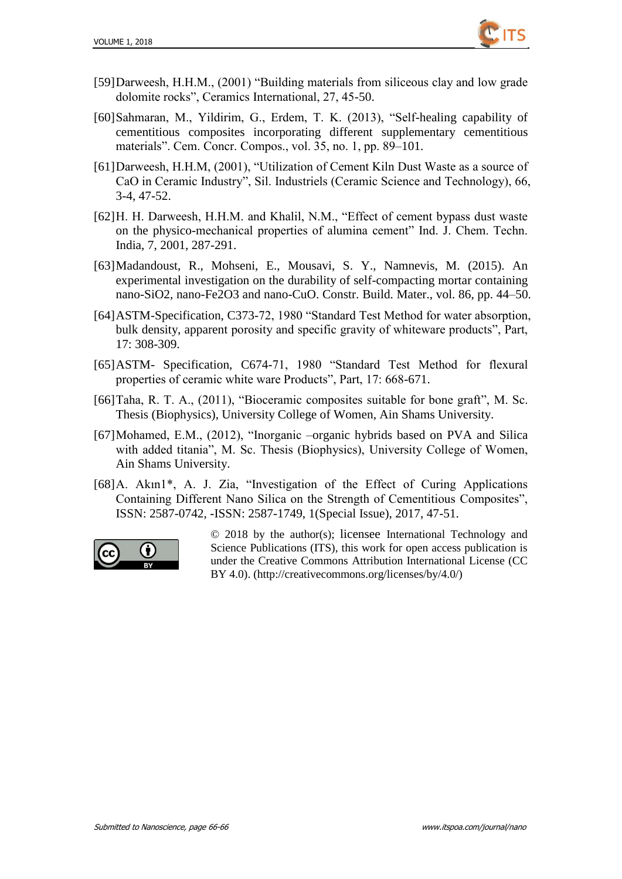[59] Darweesh, H.H.M., (2001) "Building materials from siliceous clay and low grade dolomite rocks", Ceramics International, 27, 45-50.

[60] Sahmaran, M., Yildirim, G., Erdem, T. K. (2013), "Self-healing capability of cementitious composites incorporating different supplementary cementitious materials". Cem. Concr. Compos., vol. 35, no. 1, pp. 89–101.

[61] Darweesh, H.H.M, (2001), "Utilization of Cement Kiln Dust Waste as a source of CaO in Ceramic Industry", Sil. Industriels (Ceramic Science and Technology), 66, 3-4, 47-52.

[62] H. H. Darweesh, H.H.M. and Khalil, N.M., "Effect of cement bypass dust waste on the physico-mechanical properties of alumina cement" Ind. J. Chem. Techn. India, 7, 2001, 287-291.

[63] Madandoust, R., Mohseni, E., Mousavi, S. Y., Namnevis, M. (2015). An experimental investigation on the durability of self-compacting mortar containing nano-SiO2, nano-Fe2O3 and nano-CuO. Constr. Build. Mater., vol. 86, pp. 44–50.

[64] ASTM-Specification, C373-72, 1980 "Standard Test Method for water absorption, bulk density, apparent porosity and specific gravity of whiteware products", Part, 17: 308-309.

[65] ASTM- Specification, C674-71, 1980 "Standard Test Method for flexural properties of ceramic white ware Products", Part, 17: 668-671.

[66] Taha, R. T. A., (2011), "Bioceramic composites suitable for bone graft", M. Sc. Thesis (Biophysics), University College of Women, Ain Shams University.

[67] Mohamed, E.M., (2012), "Inorganic –organic hybrids based on PVA and Silica with added titania", M. Sc. Thesis (Biophysics), University College of Women, Ain Shams University.

[68] A. Akın1*, A. J. Zia, "Investigation of the Effect of Curing Applications Containing Different Nano Silica on the Strength of Cementitious Composites", ISSN: 2587-0742, -ISSN: 2587-1749, 1(Special Issue), 2017, 47-51.

© 2018 by the author(s); licensee International Technology and Science Publications (ITS), this work for open access publication is under the Creative Commons Attribution International License (CC BY 4.0). (http://creativecommons.org/licenses/by/4.0/)